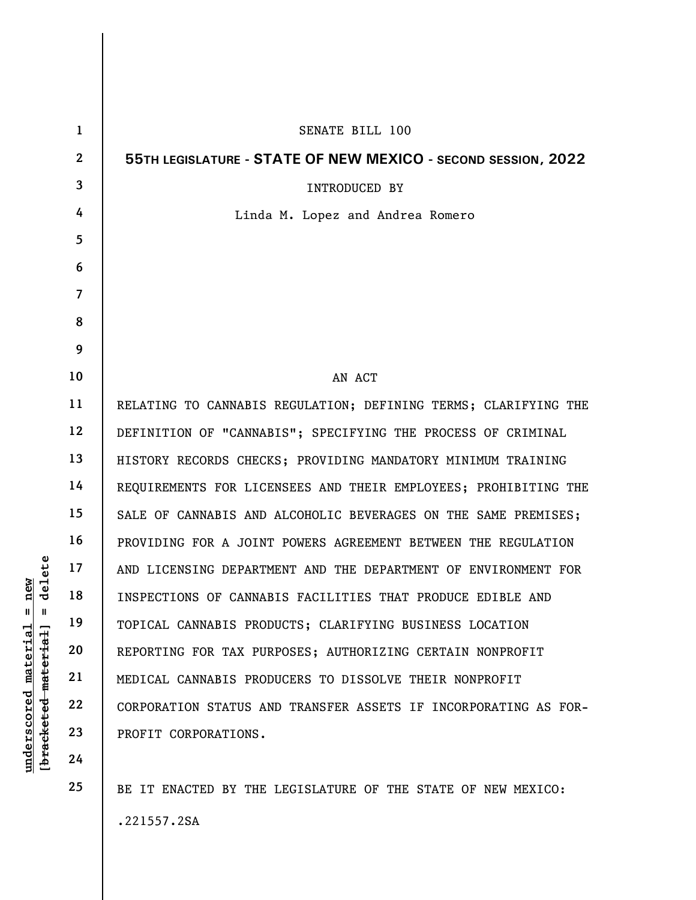SENATE BILL 100

**55TH LEGISLATURE - STATE OF NEW MEXICO - SECOND SESSION, 2022**

INTRODUCED BY

Linda M. Lopez and Andrea Romero

AN ACT

RELATING TO CANNABIS REGULATION; DEFINING TERMS; CLARIFYING THE DEFINITION OF "CANNABIS"; SPECIFYING THE PROCESS OF CRIMINAL HISTORY RECORDS CHECKS; PROVIDING MANDATORY MINIMUM TRAINING REQUIREMENTS FOR LICENSEES AND THEIR EMPLOYEES; PROHIBITING THE SALE OF CANNABIS AND ALCOHOLIC BEVERAGES ON THE SAME PREMISES; PROVIDING FOR A JOINT POWERS AGREEMENT BETWEEN THE REGULATION AND LICENSING DEPARTMENT AND THE DEPARTMENT OF ENVIRONMENT FOR INSPECTIONS OF CANNABIS FACILITIES THAT PRODUCE EDIBLE AND TOPICAL CANNABIS PRODUCTS; CLARIFYING BUSINESS LOCATION REPORTING FOR TAX PURPOSES; AUTHORIZING CERTAIN NONPROFIT MEDICAL CANNABIS PRODUCERS TO DISSOLVE THEIR NONPROFIT CORPORATION STATUS AND TRANSFER ASSETS IF INCORPORATING AS FOR-PROFIT CORPORATIONS.

BE IT ENACTED BY THE LEGISLATURE OF THE STATE OF NEW MEXICO:

.221557.2SA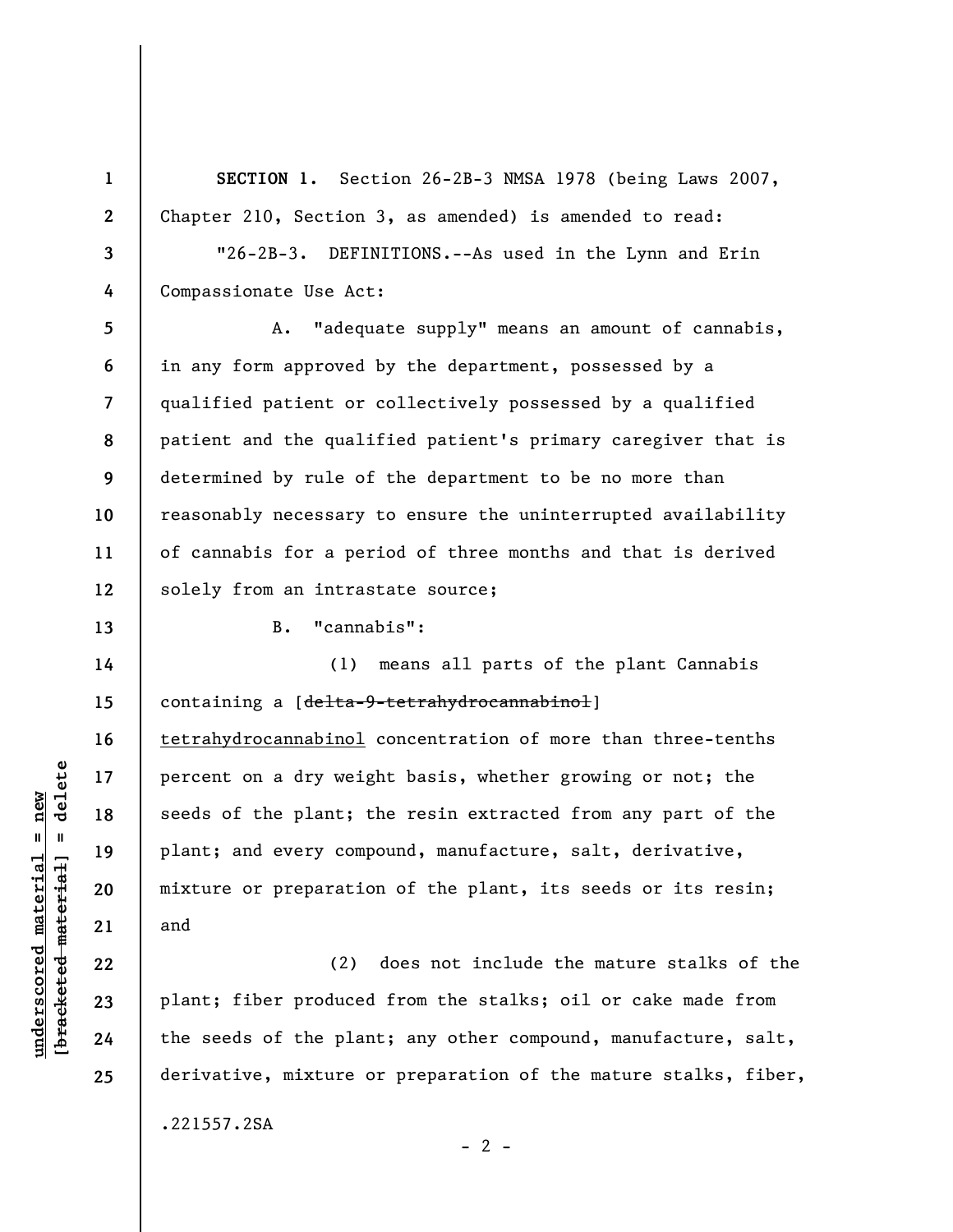**SECTION 1.** Section 26-2B-3 NMSA 1978 (being Laws 2007, Chapter 210, Section 3, as amended) is amended to read:

"26-2B-3. DEFINITIONS.--As used in the Lynn and Erin Compassionate Use Act:

A. "adequate supply" means an amount of cannabis, in any form approved by the department, possessed by a qualified patient or collectively possessed by a qualified patient and the qualified patient's primary caregiver that is determined by rule of the department to be no more than reasonably necessary to ensure the uninterrupted availability of cannabis for a period of three months and that is derived solely from an intrastate source;

B. "cannabis":

(1) means all parts of the plant Cannabis containing a [~~delta-9-tetrahydrocannabinol~~] <u>tetrahydrocannabinol</u> concentration of more than three-tenths percent on a dry weight basis, whether growing or not; the seeds of the plant; the resin extracted from any part of the plant; and every compound, manufacture, salt, derivative, mixture or preparation of the plant, its seeds or its resin; and

(2) does not include the mature stalks of the plant; fiber produced from the stalks; oil or cake made from the seeds of the plant; any other compound, manufacture, salt, derivative, mixture or preparation of the mature stalks, fiber,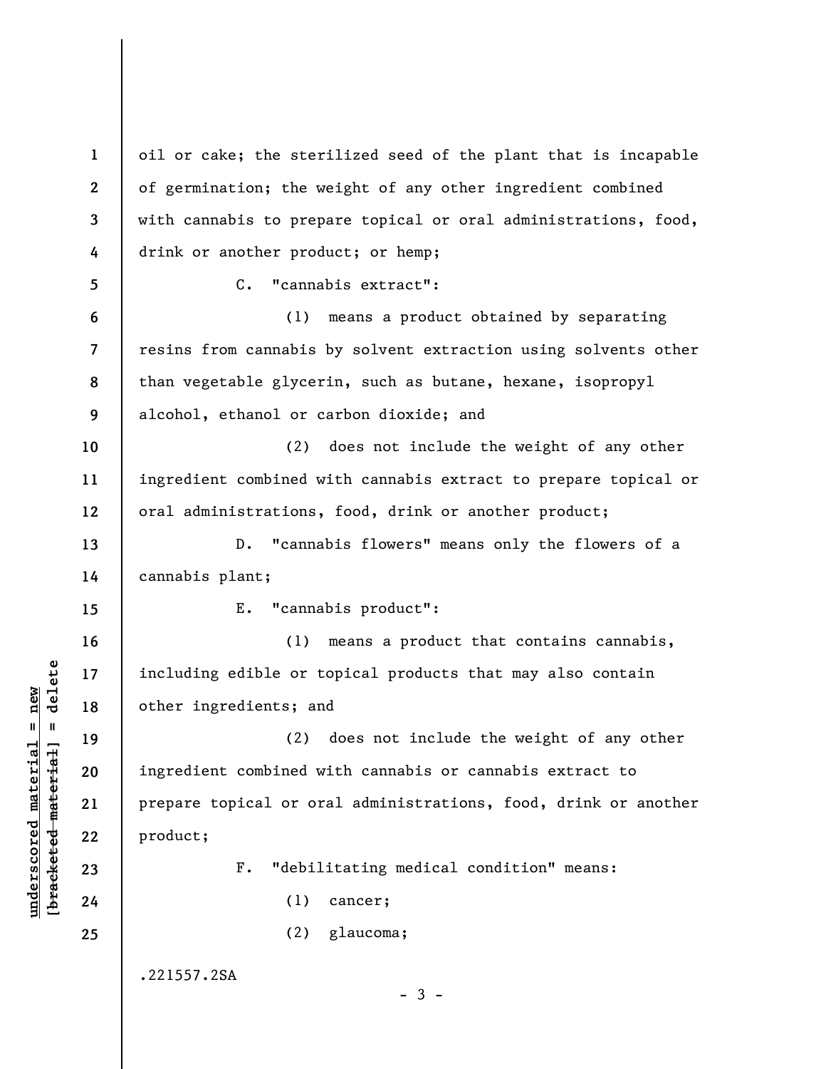oil or cake; the sterilized seed of the plant that is incapable of germination; the weight of any other ingredient combined with cannabis to prepare topical or oral administrations, food, drink or another product; or hemp;

C. "cannabis extract":

(1) means a product obtained by separating resins from cannabis by solvent extraction using solvents other than vegetable glycerin, such as butane, hexane, isopropyl alcohol, ethanol or carbon dioxide; and

(2) does not include the weight of any other ingredient combined with cannabis extract to prepare topical or oral administrations, food, drink or another product;

D. "cannabis flowers" means only the flowers of a cannabis plant;

E. "cannabis product":

(1) means a product that contains cannabis, including edible or topical products that may also contain other ingredients; and

(2) does not include the weight of any other ingredient combined with cannabis or cannabis extract to prepare topical or oral administrations, food, drink or another product;

F. "debilitating medical condition" means:

(1) cancer;

(2) glaucoma;

.221557.2SA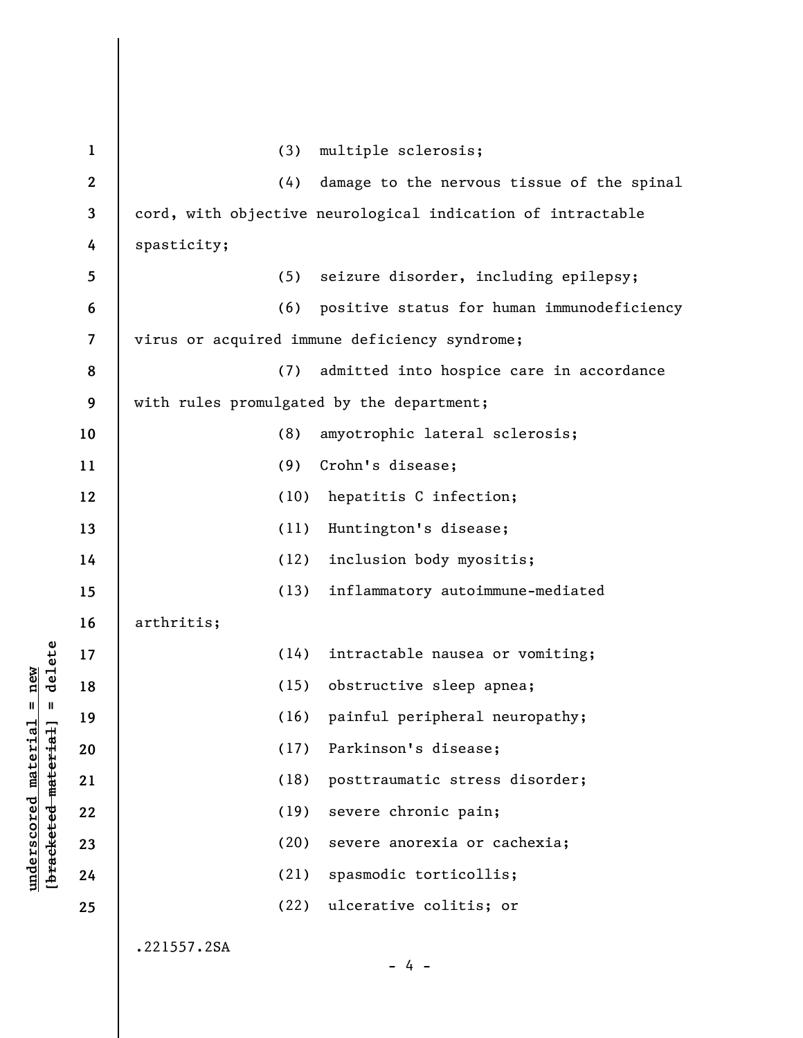(3) multiple sclerosis;

(4) damage to the nervous tissue of the spinal cord, with objective neurological indication of intractable spasticity;

(5) seizure disorder, including epilepsy;

(6) positive status for human immunodeficiency virus or acquired immune deficiency syndrome;

(7) admitted into hospice care in accordance with rules promulgated by the department;

(8) amyotrophic lateral sclerosis;

(9) Crohn's disease;

(10) hepatitis C infection;

(11) Huntington's disease;

(12) inclusion body myositis;

(13) inflammatory autoimmune-mediated arthritis;

(14) intractable nausea or vomiting;

(15) obstructive sleep apnea;

(16) painful peripheral neuropathy;

(17) Parkinson's disease;

(18) posttraumatic stress disorder;

(19) severe chronic pain;

(20) severe anorexia or cachexia;

(21) spasmodic torticollis;

(22) ulcerative colitis; or

.221557.2SA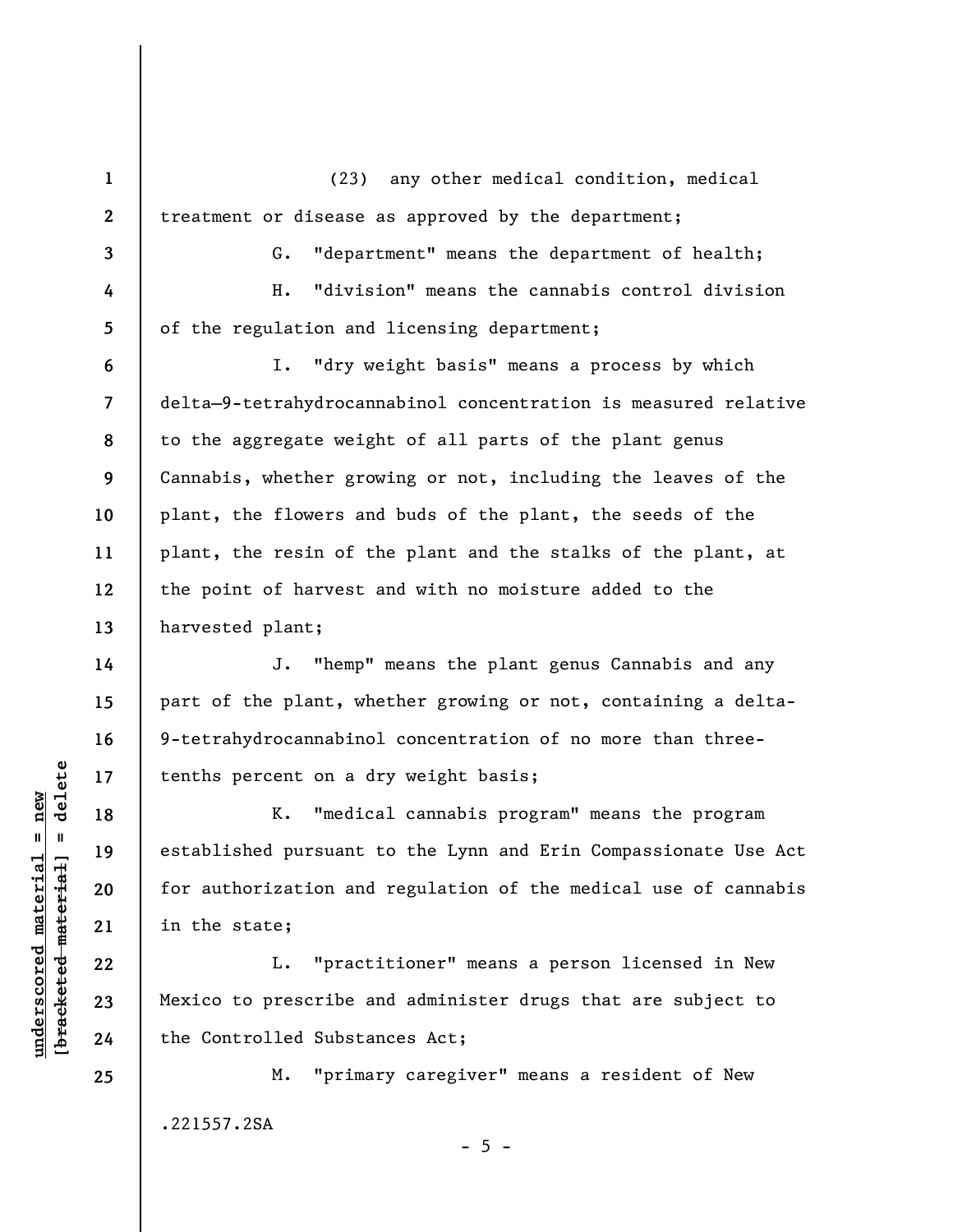(23) any other medical condition, medical treatment or disease as approved by the department;

G. "department" means the department of health;

H. "division" means the cannabis control division of the regulation and licensing department;

I. "dry weight basis" means a process by which delta-9-tetrahydrocannabinol concentration is measured relative to the aggregate weight of all parts of the plant genus Cannabis, whether growing or not, including the leaves of the plant, the flowers and buds of the plant, the seeds of the plant, the resin of the plant and the stalks of the plant, at the point of harvest and with no moisture added to the harvested plant;

J. "hemp" means the plant genus Cannabis and any part of the plant, whether growing or not, containing a delta-9-tetrahydrocannabinol concentration of no more than three-tenths percent on a dry weight basis;

K. "medical cannabis program" means the program established pursuant to the Lynn and Erin Compassionate Use Act for authorization and regulation of the medical use of cannabis in the state;

L. "practitioner" means a person licensed in New Mexico to prescribe and administer drugs that are subject to the Controlled Substances Act;

M. "primary caregiver" means a resident of New

.221557.2SA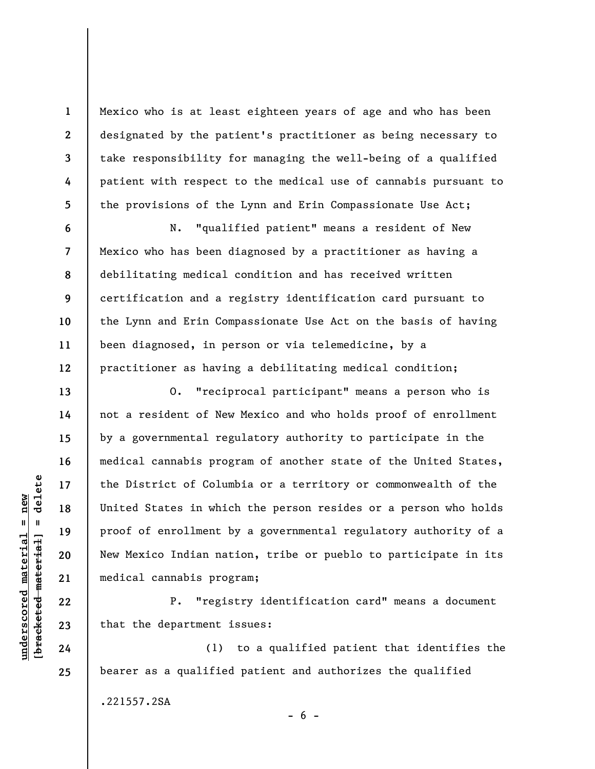Mexico who is at least eighteen years of age and who has been designated by the patient's practitioner as being necessary to take responsibility for managing the well-being of a qualified patient with respect to the medical use of cannabis pursuant to the provisions of the Lynn and Erin Compassionate Use Act;

N. "qualified patient" means a resident of New Mexico who has been diagnosed by a practitioner as having a debilitating medical condition and has received written certification and a registry identification card pursuant to the Lynn and Erin Compassionate Use Act on the basis of having been diagnosed, in person or via telemedicine, by a practitioner as having a debilitating medical condition;

O. "reciprocal participant" means a person who is not a resident of New Mexico and who holds proof of enrollment by a governmental regulatory authority to participate in the medical cannabis program of another state of the United States, the District of Columbia or a territory or commonwealth of the United States in which the person resides or a person who holds proof of enrollment by a governmental regulatory authority of a New Mexico Indian nation, tribe or pueblo to participate in its medical cannabis program;

P. "registry identification card" means a document that the department issues:

(1) to a qualified patient that identifies the bearer as a qualified patient and authorizes the qualified

.221557.2SA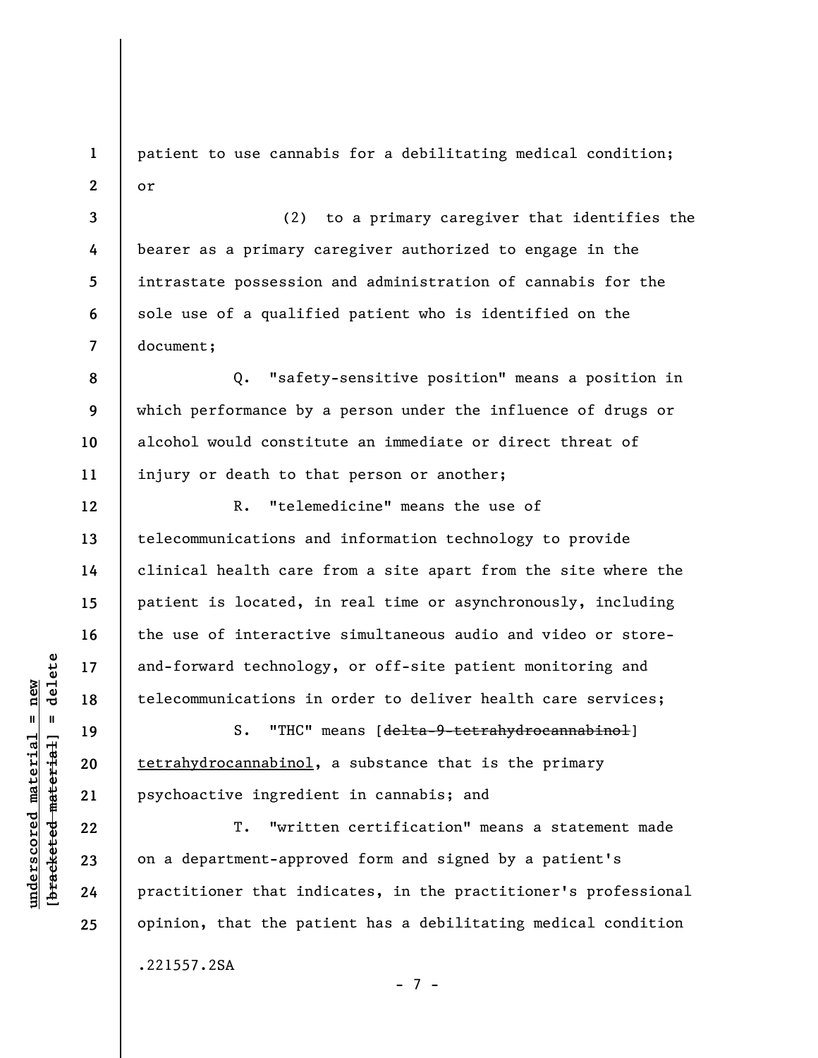patient to use cannabis for a debilitating medical condition; or

(2) to a primary caregiver that identifies the bearer as a primary caregiver authorized to engage in the intrastate possession and administration of cannabis for the sole use of a qualified patient who is identified on the document;

Q. "safety-sensitive position" means a position in which performance by a person under the influence of drugs or alcohol would constitute an immediate or direct threat of injury or death to that person or another;

R. "telemedicine" means the use of telecommunications and information technology to provide clinical health care from a site apart from the site where the patient is located, in real time or asynchronously, including the use of interactive simultaneous audio and video or store-and-forward technology, or off-site patient monitoring and telecommunications in order to deliver health care services;

S. "THC" means [~~delta-9-tetrahydrocannabinol~~] <u>tetrahydrocannabinol</u>, a substance that is the primary psychoactive ingredient in cannabis; and

T. "written certification" means a statement made on a department-approved form and signed by a patient's practitioner that indicates, in the practitioner's professional opinion, that the patient has a debilitating medical condition

.221557.2SA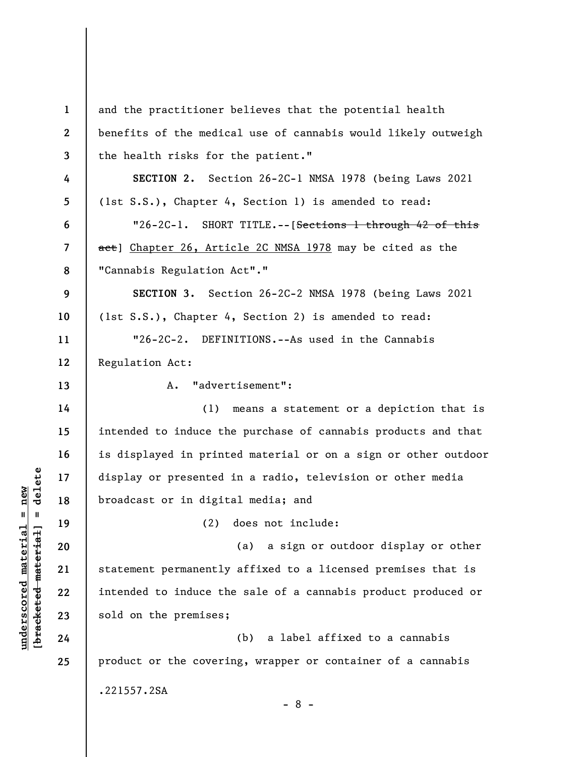and the practitioner believes that the potential health benefits of the medical use of cannabis would likely outweigh the health risks for the patient."

**SECTION 2.** Section 26-2C-1 NMSA 1978 (being Laws 2021 (1st S.S.), Chapter 4, Section 1) is amended to read:

"26-2C-1. SHORT TITLE.--[~~Sections 1 through 42 of this act~~] <u>Chapter 26, Article 2C NMSA 1978</u> may be cited as the "Cannabis Regulation Act"."

**SECTION 3.** Section 26-2C-2 NMSA 1978 (being Laws 2021 (1st S.S.), Chapter 4, Section 2) is amended to read:

"26-2C-2. DEFINITIONS.--As used in the Cannabis Regulation Act:

A. "advertisement":

(1) means a statement or a depiction that is intended to induce the purchase of cannabis products and that is displayed in printed material or on a sign or other outdoor display or presented in a radio, television or other media broadcast or in digital media; and

(2) does not include:

(a) a sign or outdoor display or other statement permanently affixed to a licensed premises that is intended to induce the sale of a cannabis product produced or sold on the premises;

(b) a label affixed to a cannabis product or the covering, wrapper or container of a cannabis

.221557.2SA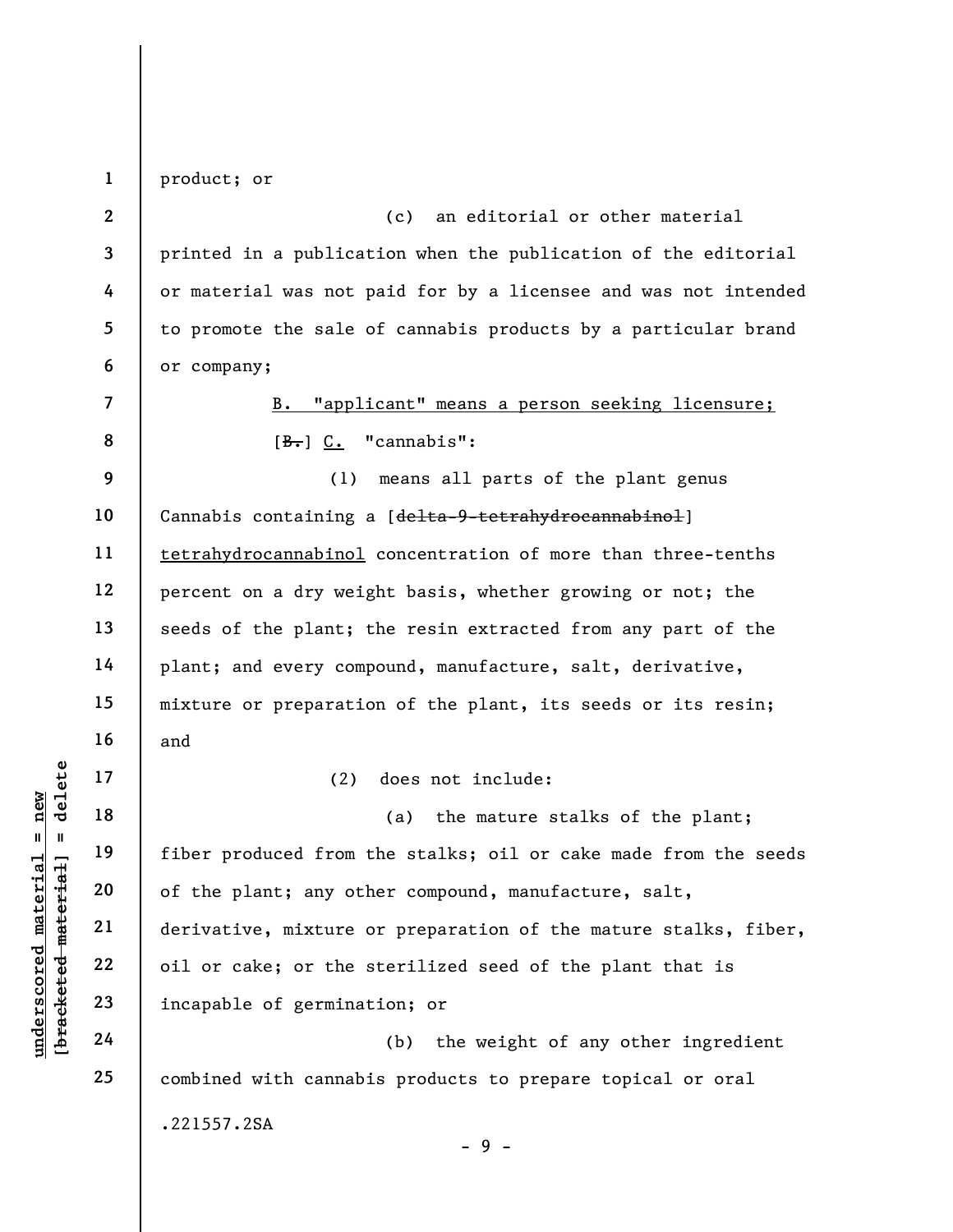product; or

(c) an editorial or other material printed in a publication when the publication of the editorial or material was not paid for by a licensee and was not intended to promote the sale of cannabis products by a particular brand or company;

B. "applicant" means a person seeking licensure;

[~~B.~~] C. "cannabis":

(1) means all parts of the plant genus Cannabis containing a [~~delta-9-tetrahydrocannabinol~~] tetrahydrocannabinol concentration of more than three-tenths percent on a dry weight basis, whether growing or not; the seeds of the plant; the resin extracted from any part of the plant; and every compound, manufacture, salt, derivative, mixture or preparation of the plant, its seeds or its resin; and

(2) does not include:

(a) the mature stalks of the plant; fiber produced from the stalks; oil or cake made from the seeds of the plant; any other compound, manufacture, salt, derivative, mixture or preparation of the mature stalks, fiber, oil or cake; or the sterilized seed of the plant that is incapable of germination; or

(b) the weight of any other ingredient combined with cannabis products to prepare topical or oral

.221557.2SA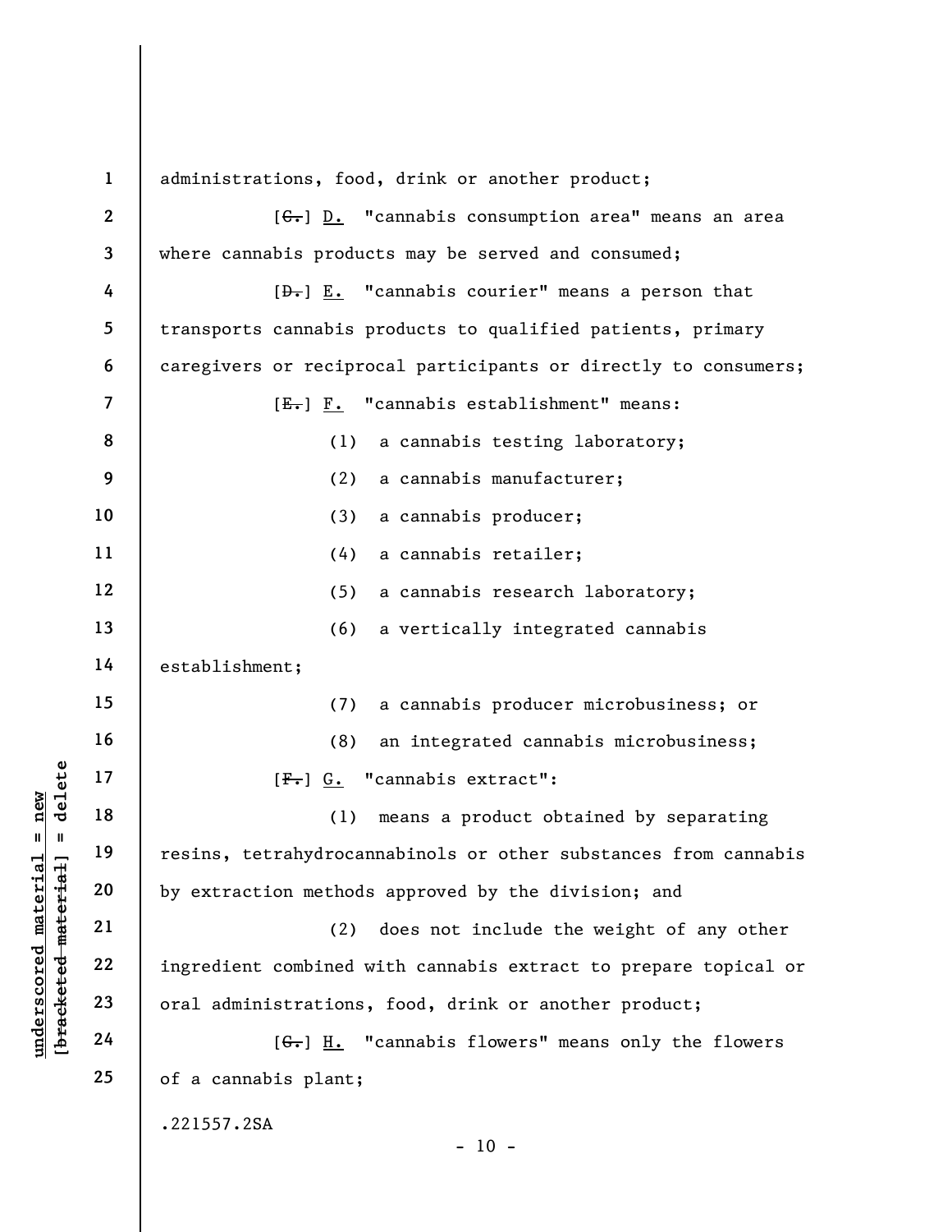administrations, food, drink or another product;

[~~C.~~] <u>D.</u> "cannabis consumption area" means an area where cannabis products may be served and consumed;

[~~D.~~] <u>E.</u> "cannabis courier" means a person that transports cannabis products to qualified patients, primary caregivers or reciprocal participants or directly to consumers;

[~~E.~~] <u>F.</u> "cannabis establishment" means:

(1) a cannabis testing laboratory;

(2) a cannabis manufacturer;

(3) a cannabis producer;

(4) a cannabis retailer;

(5) a cannabis research laboratory;

(6) a vertically integrated cannabis establishment;

(7) a cannabis producer microbusiness; or

(8) an integrated cannabis microbusiness;

[~~F.~~] <u>G.</u> "cannabis extract":

(1) means a product obtained by separating resins, tetrahydrocannabinols or other substances from cannabis by extraction methods approved by the division; and

(2) does not include the weight of any other ingredient combined with cannabis extract to prepare topical or oral administrations, food, drink or another product;

[~~G.~~] <u>H.</u> "cannabis flowers" means only the flowers of a cannabis plant;

.221557.2SA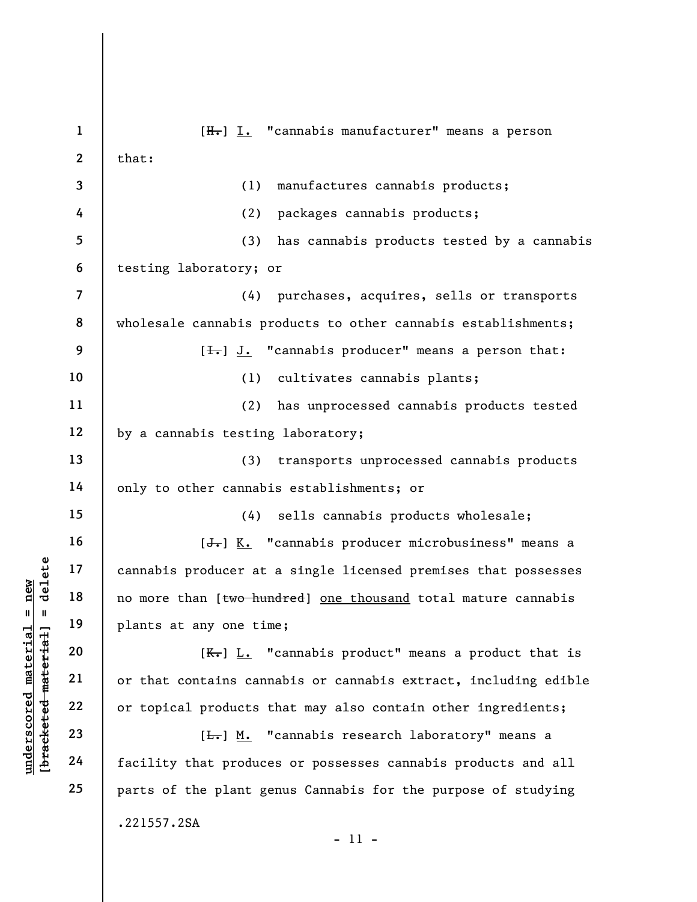[~~H.~~] I. "cannabis manufacturer" means a person that:

(1) manufactures cannabis products;

(2) packages cannabis products;

(3) has cannabis products tested by a cannabis testing laboratory; or

(4) purchases, acquires, sells or transports wholesale cannabis products to other cannabis establishments;

[~~I.~~] J. "cannabis producer" means a person that:

(1) cultivates cannabis plants;

(2) has unprocessed cannabis products tested by a cannabis testing laboratory;

(3) transports unprocessed cannabis products only to other cannabis establishments; or

(4) sells cannabis products wholesale;

[~~J.~~] K. "cannabis producer microbusiness" means a cannabis producer at a single licensed premises that possesses no more than [~~two hundred~~] one thousand total mature cannabis plants at any one time;

[~~K.~~] L. "cannabis product" means a product that is or that contains cannabis or cannabis extract, including edible or topical products that may also contain other ingredients;

[~~L.~~] M. "cannabis research laboratory" means a facility that produces or possesses cannabis products and all parts of the plant genus Cannabis for the purpose of studying

.221557.2SA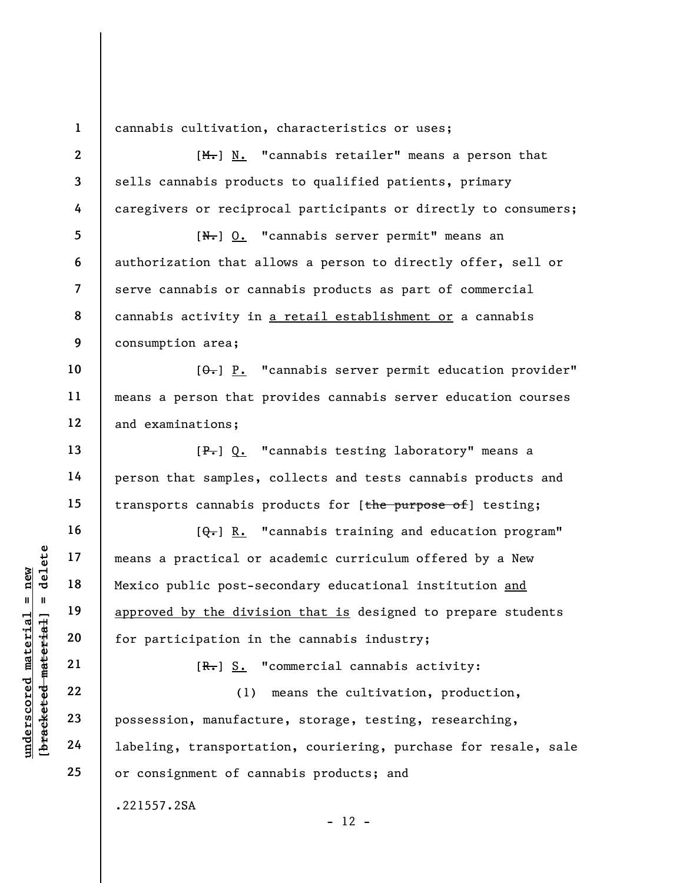cannabis cultivation, characteristics or uses;

[~~M.~~] N. "cannabis retailer" means a person that sells cannabis products to qualified patients, primary caregivers or reciprocal participants or directly to consumers;

[~~N.~~] O. "cannabis server permit" means an authorization that allows a person to directly offer, sell or serve cannabis or cannabis products as part of commercial cannabis activity in a retail establishment or a cannabis consumption area;

[~~O.~~] P. "cannabis server permit education provider" means a person that provides cannabis server education courses and examinations;

[~~P.~~] Q. "cannabis testing laboratory" means a person that samples, collects and tests cannabis products and transports cannabis products for [~~the purpose of~~] testing;

[~~Q.~~] R. "cannabis training and education program" means a practical or academic curriculum offered by a New Mexico public post-secondary educational institution and approved by the division that is designed to prepare students for participation in the cannabis industry;

[~~R.~~] S. "commercial cannabis activity:

(1) means the cultivation, production, possession, manufacture, storage, testing, researching, labeling, transportation, couriering, purchase for resale, sale or consignment of cannabis products; and

.221557.2SA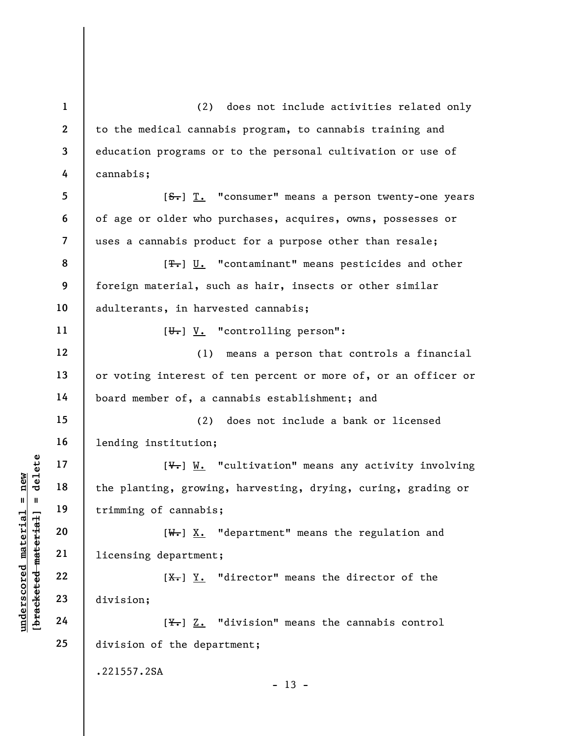(2) does not include activities related only to the medical cannabis program, to cannabis training and education programs or to the personal cultivation or use of cannabis;

[~~S.~~] T. "consumer" means a person twenty-one years of age or older who purchases, acquires, owns, possesses or uses a cannabis product for a purpose other than resale;

[~~T.~~] U. "contaminant" means pesticides and other foreign material, such as hair, insects or other similar adulterants, in harvested cannabis;

[~~U.~~] V. "controlling person":

(1) means a person that controls a financial or voting interest of ten percent or more of, or an officer or board member of, a cannabis establishment; and

(2) does not include a bank or licensed lending institution;

[~~V.~~] W. "cultivation" means any activity involving the planting, growing, harvesting, drying, curing, grading or trimming of cannabis;

[~~W.~~] X. "department" means the regulation and licensing department;

[~~X.~~] Y. "director" means the director of the division;

[~~Y.~~] Z. "division" means the cannabis control division of the department;

.221557.2SA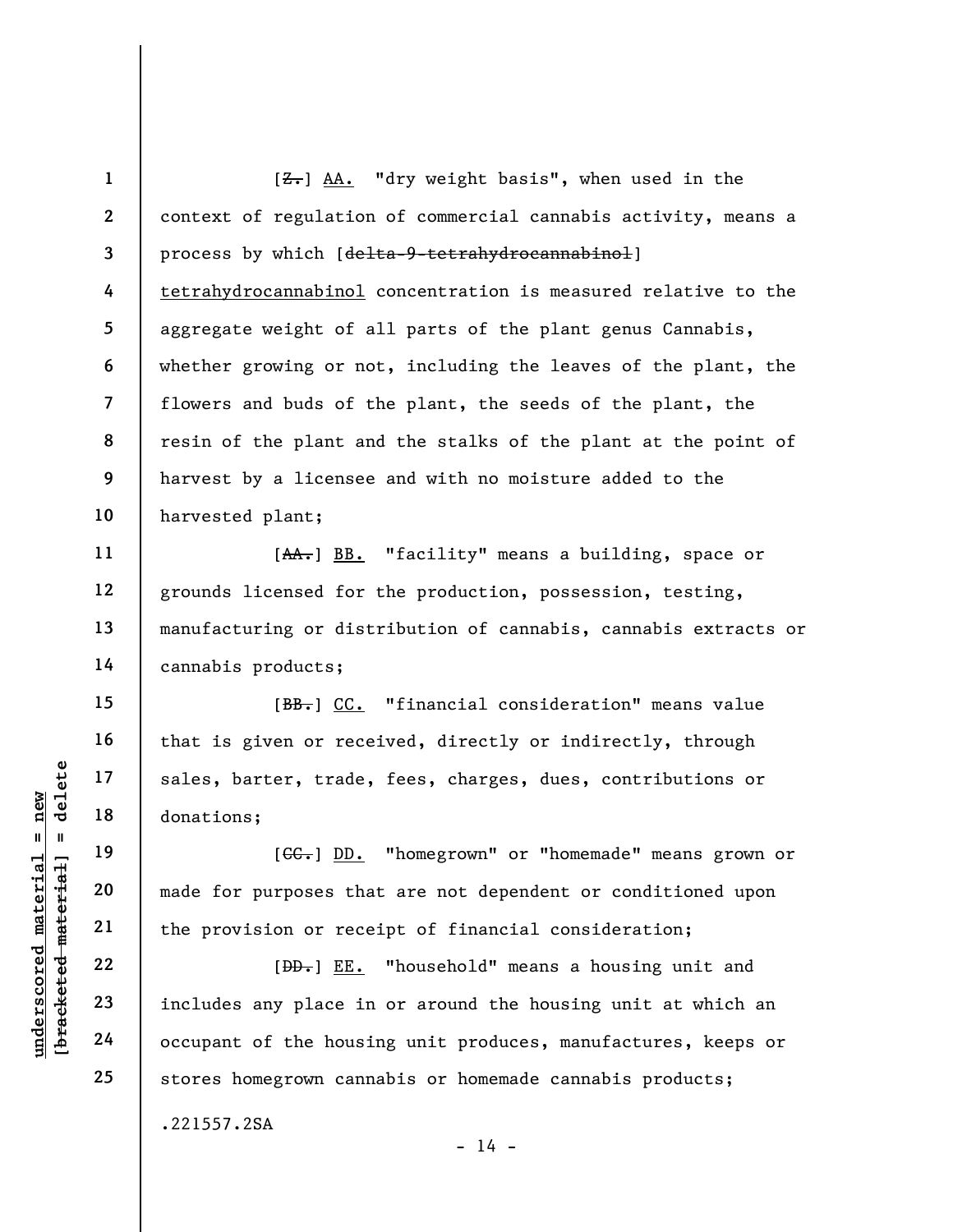[~~Z.~~] AA. "dry weight basis", when used in the context of regulation of commercial cannabis activity, means a process by which [~~delta-9-tetrahydrocannabinol~~] tetrahydrocannabinol concentration is measured relative to the aggregate weight of all parts of the plant genus Cannabis, whether growing or not, including the leaves of the plant, the flowers and buds of the plant, the seeds of the plant, the resin of the plant and the stalks of the plant at the point of harvest by a licensee and with no moisture added to the harvested plant;

[~~AA.~~] BB. "facility" means a building, space or grounds licensed for the production, possession, testing, manufacturing or distribution of cannabis, cannabis extracts or cannabis products;

[~~BB.~~] CC. "financial consideration" means value that is given or received, directly or indirectly, through sales, barter, trade, fees, charges, dues, contributions or donations;

[~~CC.~~] DD. "homegrown" or "homemade" means grown or made for purposes that are not dependent or conditioned upon the provision or receipt of financial consideration;

[~~DD.~~] EE. "household" means a housing unit and includes any place in or around the housing unit at which an occupant of the housing unit produces, manufactures, keeps or stores homegrown cannabis or homemade cannabis products;

.221557.2SA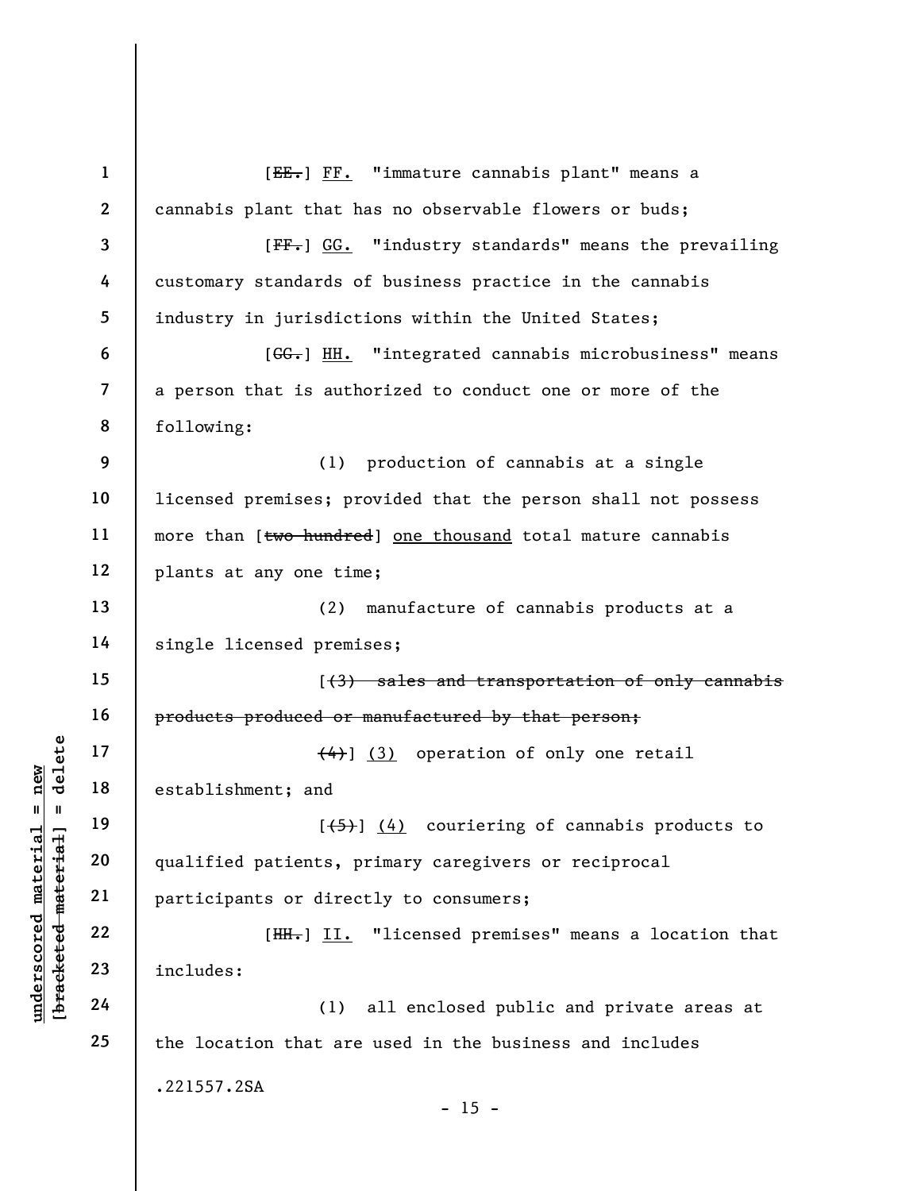[~~EE.~~] <u>FF.</u> "immature cannabis plant" means a cannabis plant that has no observable flowers or buds;

[~~FF.~~] <u>GG.</u> "industry standards" means the prevailing customary standards of business practice in the cannabis industry in jurisdictions within the United States;

[~~GG.~~] <u>HH.</u> "integrated cannabis microbusiness" means a person that is authorized to conduct one or more of the following:

(1) production of cannabis at a single licensed premises; provided that the person shall not possess more than [~~two hundred~~] <u>one thousand</u> total mature cannabis plants at any one time;

(2) manufacture of cannabis products at a single licensed premises;

[~~(3) sales and transportation of only cannabis products produced or manufactured by that person;~~

~~(4)~~] <u>(3)</u> operation of only one retail establishment; and

[~~(5)~~] <u>(4)</u> couriering of cannabis products to qualified patients, primary caregivers or reciprocal participants or directly to consumers;

[~~HH.~~] <u>II.</u> "licensed premises" means a location that includes:

(1) all enclosed public and private areas at the location that are used in the business and includes

.221557.2SA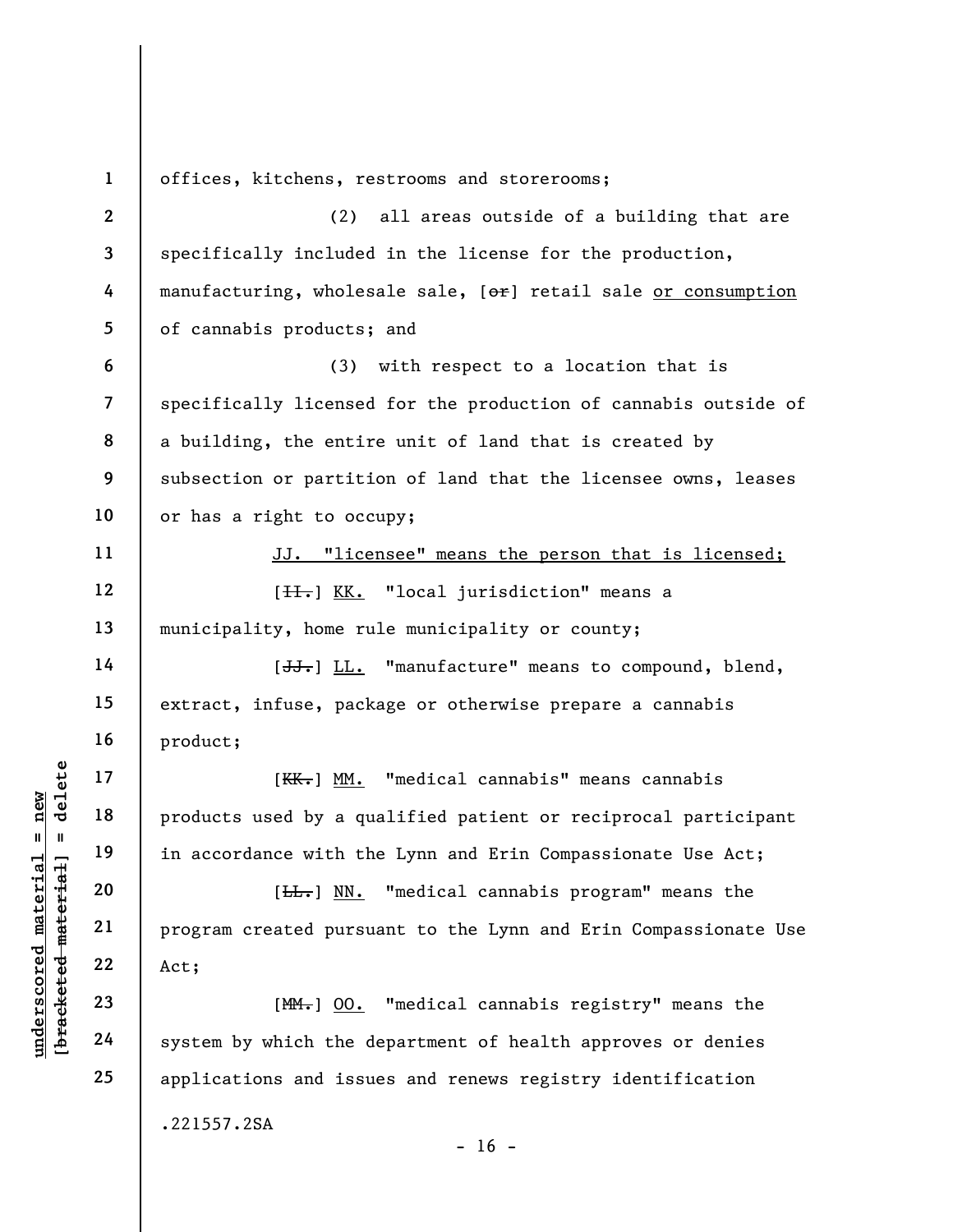offices, kitchens, restrooms and storerooms;

(2) all areas outside of a building that are specifically included in the license for the production, manufacturing, wholesale sale, [~~or~~] retail sale <u>or consumption</u> of cannabis products; and

(3) with respect to a location that is specifically licensed for the production of cannabis outside of a building, the entire unit of land that is created by subsection or partition of land that the licensee owns, leases or has a right to occupy;

<u>JJ. "licensee" means the person that is licensed;</u>

[~~II.~~] <u>KK.</u> "local jurisdiction" means a municipality, home rule municipality or county;

[~~JJ.~~] <u>LL.</u> "manufacture" means to compound, blend, extract, infuse, package or otherwise prepare a cannabis product;

[~~KK.~~] <u>MM.</u> "medical cannabis" means cannabis products used by a qualified patient or reciprocal participant in accordance with the Lynn and Erin Compassionate Use Act;

[~~LL.~~] <u>NN.</u> "medical cannabis program" means the program created pursuant to the Lynn and Erin Compassionate Use Act;

[~~MM.~~] <u>OO.</u> "medical cannabis registry" means the system by which the department of health approves or denies applications and issues and renews registry identification

.221557.2SA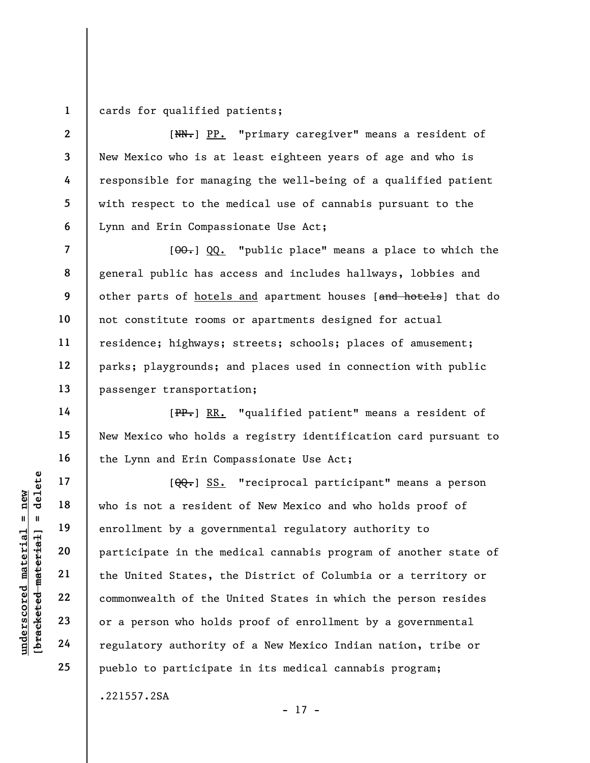cards for qualified patients;

[~~NN.~~] <u>PP.</u> "primary caregiver" means a resident of New Mexico who is at least eighteen years of age and who is responsible for managing the well-being of a qualified patient with respect to the medical use of cannabis pursuant to the Lynn and Erin Compassionate Use Act;

[~~OO.~~] <u>QQ.</u> "public place" means a place to which the general public has access and includes hallways, lobbies and other parts of <u>hotels and</u> apartment houses [~~and hotels~~] that do not constitute rooms or apartments designed for actual residence; highways; streets; schools; places of amusement; parks; playgrounds; and places used in connection with public passenger transportation;

[~~PP.~~] <u>RR.</u> "qualified patient" means a resident of New Mexico who holds a registry identification card pursuant to the Lynn and Erin Compassionate Use Act;

[~~QQ.~~] <u>SS.</u> "reciprocal participant" means a person who is not a resident of New Mexico and who holds proof of enrollment by a governmental regulatory authority to participate in the medical cannabis program of another state of the United States, the District of Columbia or a territory or commonwealth of the United States in which the person resides or a person who holds proof of enrollment by a governmental regulatory authority of a New Mexico Indian nation, tribe or pueblo to participate in its medical cannabis program;

.221557.2SA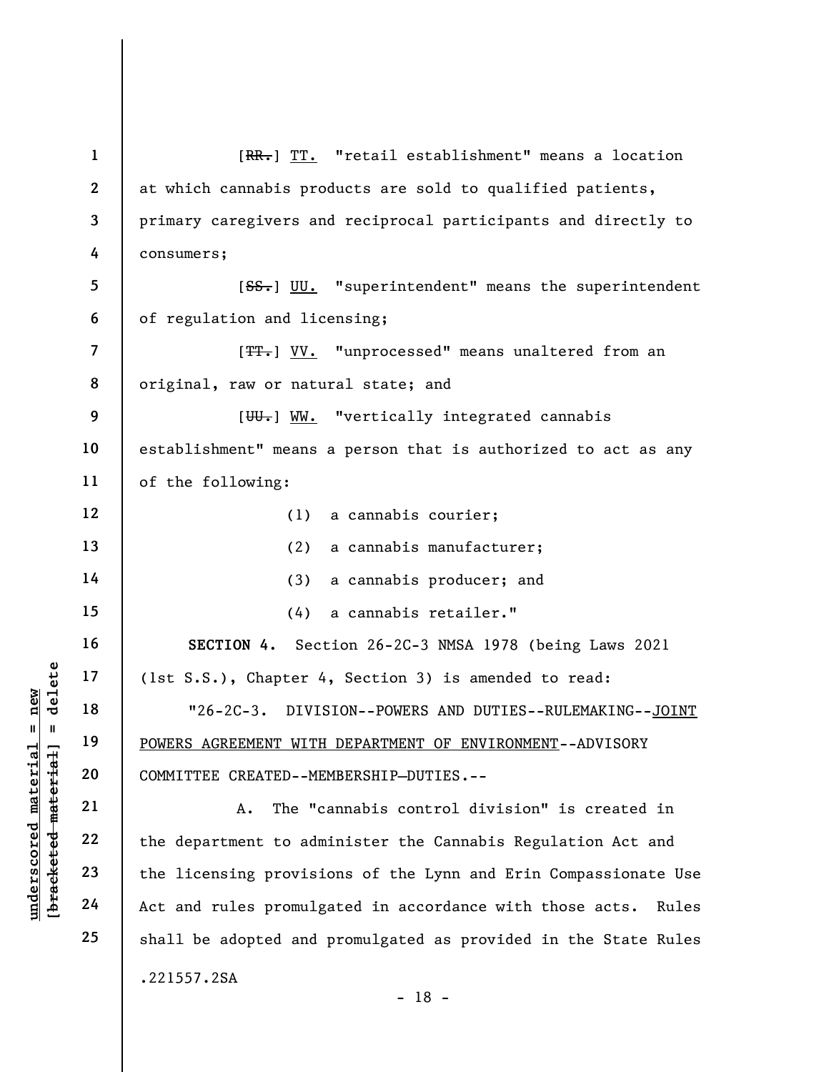[~~RR.~~] <u>TT.</u> "retail establishment" means a location at which cannabis products are sold to qualified patients, primary caregivers and reciprocal participants and directly to consumers;

[~~SS.~~] <u>UU.</u> "superintendent" means the superintendent of regulation and licensing;

[~~TT.~~] <u>VV.</u> "unprocessed" means unaltered from an original, raw or natural state; and

[~~UU.~~] <u>WW.</u> "vertically integrated cannabis establishment" means a person that is authorized to act as any of the following:

(1) a cannabis courier;

(2) a cannabis manufacturer;

(3) a cannabis producer; and

(4) a cannabis retailer."

**SECTION 4.** Section 26-2C-3 NMSA 1978 (being Laws 2021 (1st S.S.), Chapter 4, Section 3) is amended to read:

"26-2C-3. DIVISION--POWERS AND DUTIES--RULEMAKING--<u>JOINT POWERS AGREEMENT WITH DEPARTMENT OF ENVIRONMENT</u>--ADVISORY COMMITTEE CREATED--MEMBERSHIP—DUTIES.--

A. The "cannabis control division" is created in the department to administer the Cannabis Regulation Act and the licensing provisions of the Lynn and Erin Compassionate Use Act and rules promulgated in accordance with those acts. Rules shall be adopted and promulgated as provided in the State Rules

.221557.2SA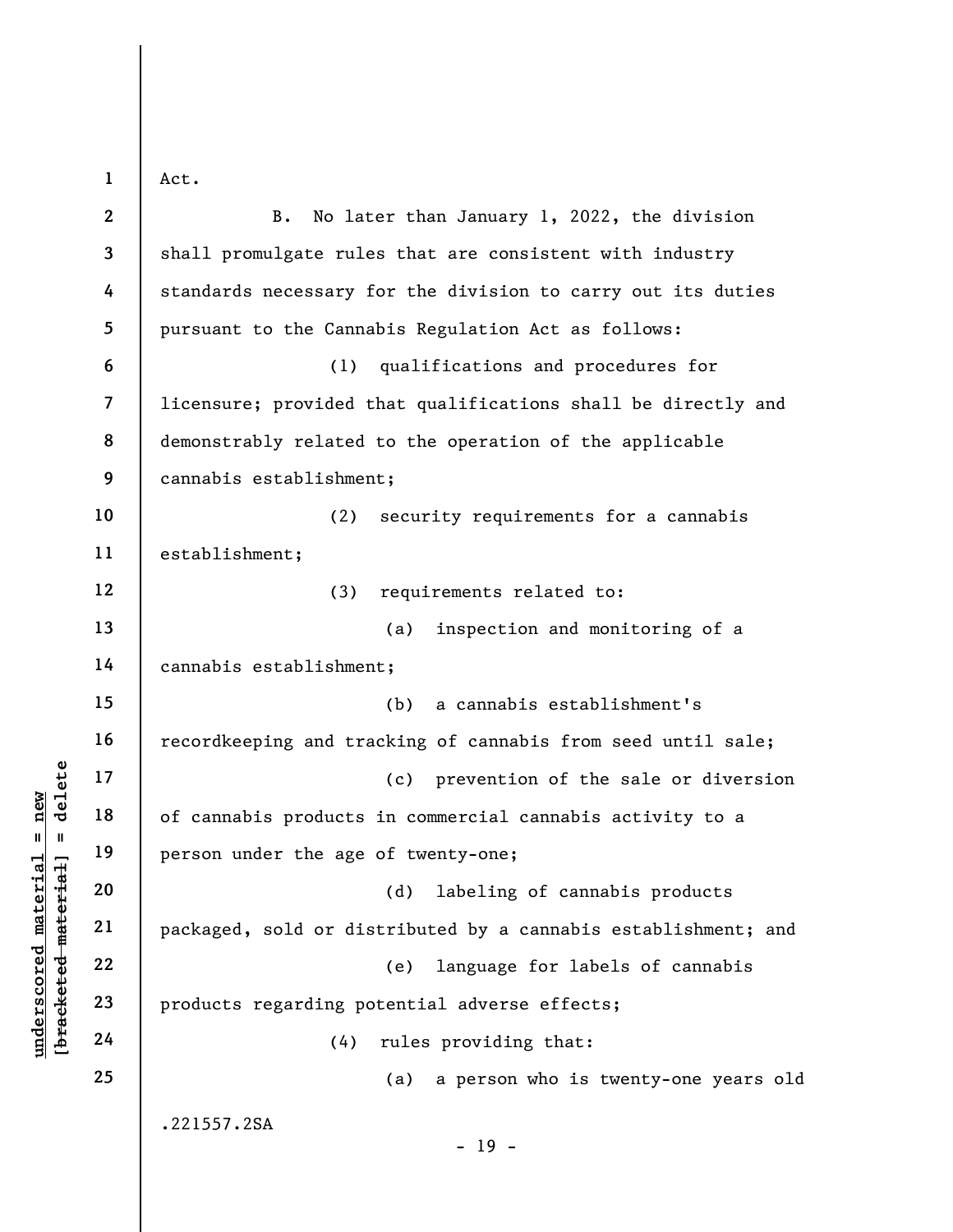Act.

B. No later than January 1, 2022, the division shall promulgate rules that are consistent with industry standards necessary for the division to carry out its duties pursuant to the Cannabis Regulation Act as follows:

(1) qualifications and procedures for licensure; provided that qualifications shall be directly and demonstrably related to the operation of the applicable cannabis establishment;

(2) security requirements for a cannabis establishment;

(3) requirements related to:

(a) inspection and monitoring of a cannabis establishment;

(b) a cannabis establishment's recordkeeping and tracking of cannabis from seed until sale;

(c) prevention of the sale or diversion of cannabis products in commercial cannabis activity to a person under the age of twenty-one;

(d) labeling of cannabis products packaged, sold or distributed by a cannabis establishment; and

(e) language for labels of cannabis products regarding potential adverse effects;

(4) rules providing that:

(a) a person who is twenty-one years old

.221557.2SA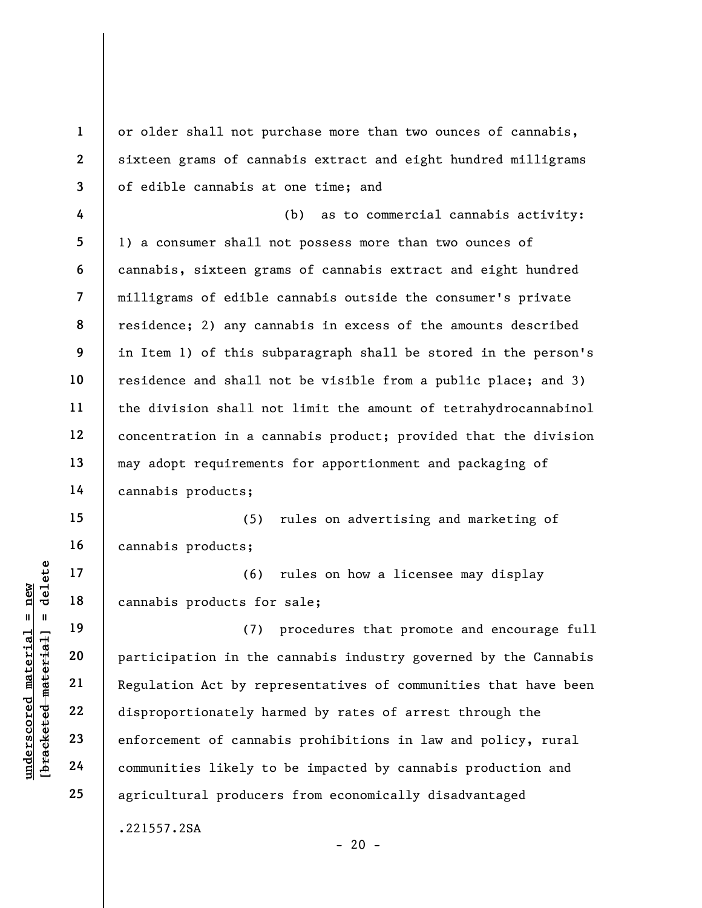or older shall not purchase more than two ounces of cannabis, sixteen grams of cannabis extract and eight hundred milligrams of edible cannabis at one time; and

(b) as to commercial cannabis activity: 1) a consumer shall not possess more than two ounces of cannabis, sixteen grams of cannabis extract and eight hundred milligrams of edible cannabis outside the consumer's private residence; 2) any cannabis in excess of the amounts described in Item 1) of this subparagraph shall be stored in the person's residence and shall not be visible from a public place; and 3) the division shall not limit the amount of tetrahydrocannabinol concentration in a cannabis product; provided that the division may adopt requirements for apportionment and packaging of cannabis products;

(5) rules on advertising and marketing of cannabis products;

(6) rules on how a licensee may display cannabis products for sale;

(7) procedures that promote and encourage full participation in the cannabis industry governed by the Cannabis Regulation Act by representatives of communities that have been disproportionately harmed by rates of arrest through the enforcement of cannabis prohibitions in law and policy, rural communities likely to be impacted by cannabis production and agricultural producers from economically disadvantaged

.221557.2SA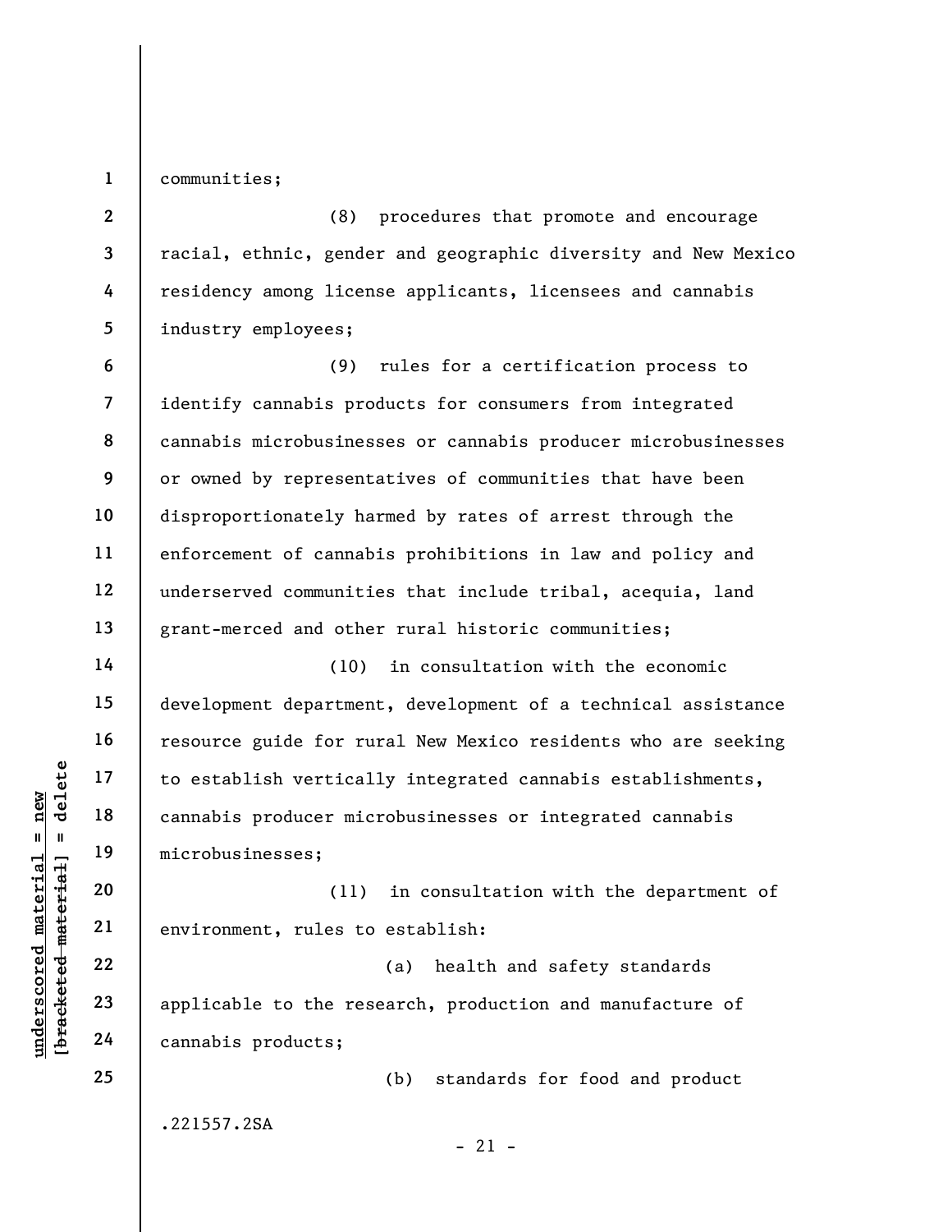communities;

(8) procedures that promote and encourage racial, ethnic, gender and geographic diversity and New Mexico residency among license applicants, licensees and cannabis industry employees;

(9) rules for a certification process to identify cannabis products for consumers from integrated cannabis microbusinesses or cannabis producer microbusinesses or owned by representatives of communities that have been disproportionately harmed by rates of arrest through the enforcement of cannabis prohibitions in law and policy and underserved communities that include tribal, acequia, land grant-merced and other rural historic communities;

(10) in consultation with the economic development department, development of a technical assistance resource guide for rural New Mexico residents who are seeking to establish vertically integrated cannabis establishments, cannabis producer microbusinesses or integrated cannabis microbusinesses;

(11) in consultation with the department of environment, rules to establish:

(a) health and safety standards applicable to the research, production and manufacture of cannabis products;

(b) standards for food and product

.221557.2SA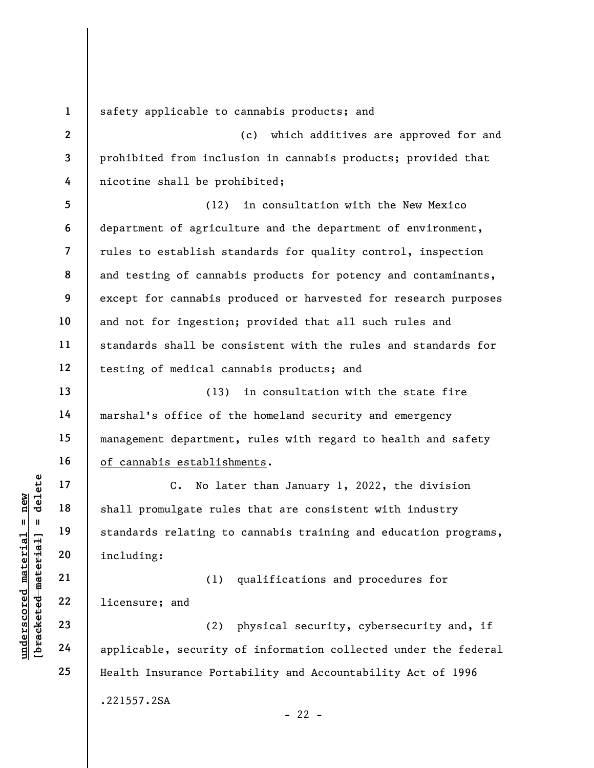safety applicable to cannabis products; and

(c) which additives are approved for and prohibited from inclusion in cannabis products; provided that nicotine shall be prohibited;

(12) in consultation with the New Mexico department of agriculture and the department of environment, rules to establish standards for quality control, inspection and testing of cannabis products for potency and contaminants, except for cannabis produced or harvested for research purposes and not for ingestion; provided that all such rules and standards shall be consistent with the rules and standards for testing of medical cannabis products; and

(13) in consultation with the state fire marshal's office of the homeland security and emergency management department, rules with regard to health and safety of cannabis establishments.

C. No later than January 1, 2022, the division shall promulgate rules that are consistent with industry standards relating to cannabis training and education programs, including:

(1) qualifications and procedures for licensure; and

(2) physical security, cybersecurity and, if applicable, security of information collected under the federal Health Insurance Portability and Accountability Act of 1996

.221557.2SA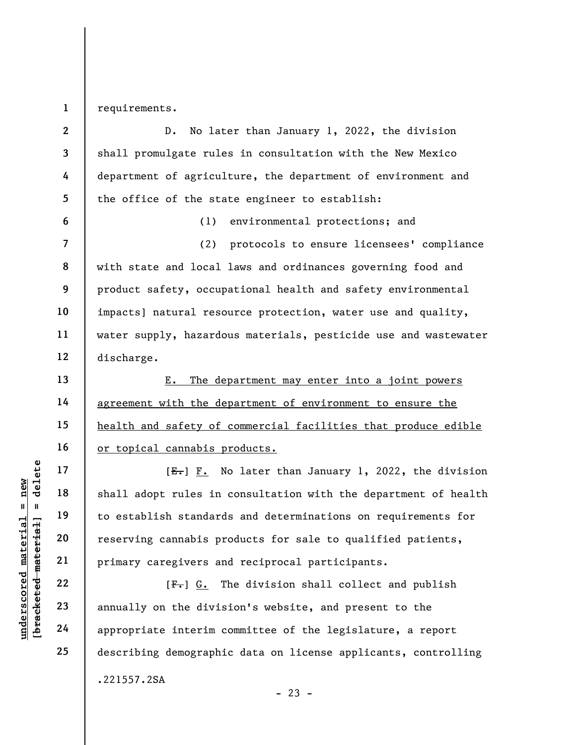requirements.

D. No later than January 1, 2022, the division shall promulgate rules in consultation with the New Mexico department of agriculture, the department of environment and the office of the state engineer to establish:

(1) environmental protections; and

(2) protocols to ensure licensees' compliance with state and local laws and ordinances governing food and product safety, occupational health and safety environmental impacts] natural resource protection, water use and quality, water supply, hazardous materials, pesticide use and wastewater discharge.

E. The department may enter into a joint powers agreement with the department of environment to ensure the health and safety of commercial facilities that produce edible or topical cannabis products.

[~~E.~~] F. No later than January 1, 2022, the division shall adopt rules in consultation with the department of health to establish standards and determinations on requirements for reserving cannabis products for sale to qualified patients, primary caregivers and reciprocal participants.

[~~F.~~] G. The division shall collect and publish annually on the division's website, and present to the appropriate interim committee of the legislature, a report describing demographic data on license applicants, controlling

.221557.2SA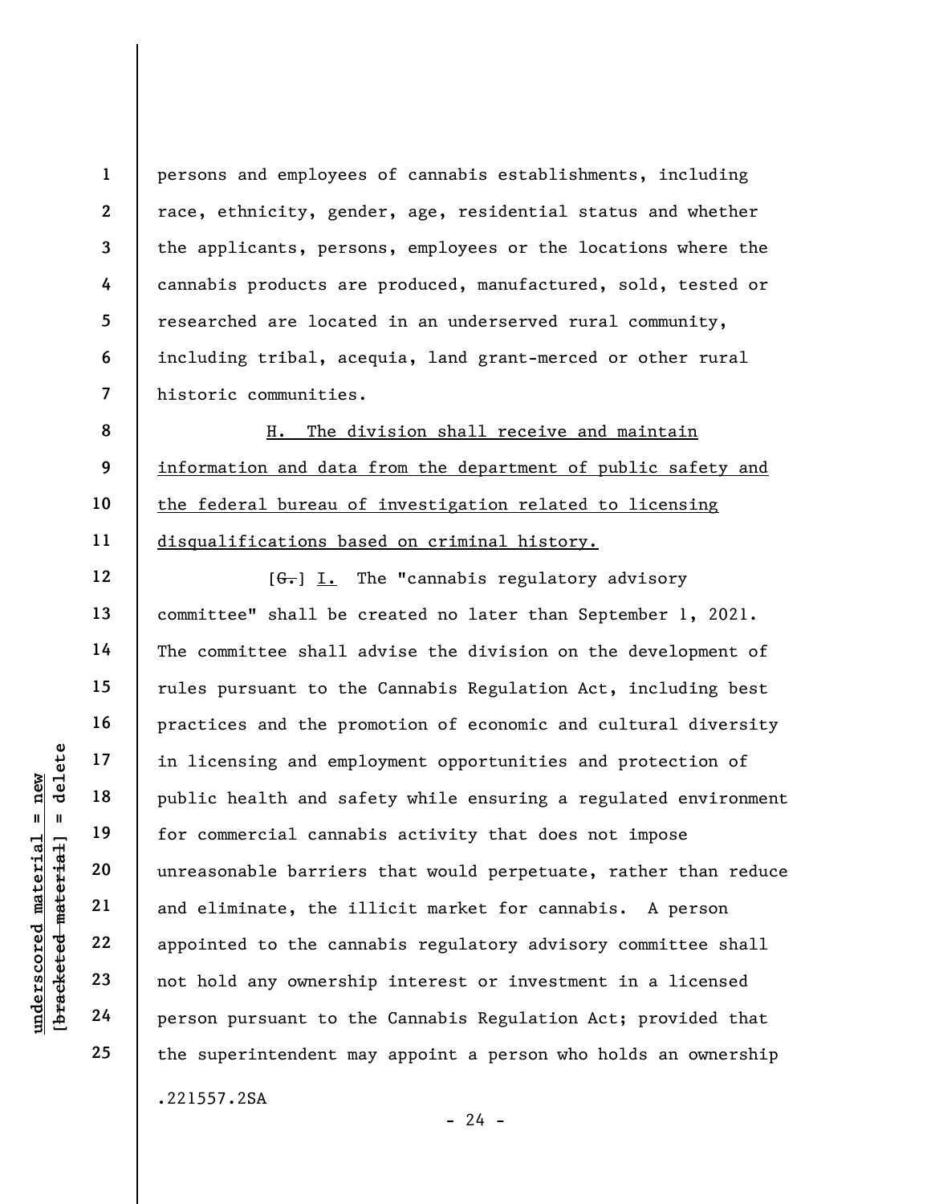persons and employees of cannabis establishments, including race, ethnicity, gender, age, residential status and whether the applicants, persons, employees or the locations where the cannabis products are produced, manufactured, sold, tested or researched are located in an underserved rural community, including tribal, acequia, land grant-merced or other rural historic communities.

H. The division shall receive and maintain information and data from the department of public safety and the federal bureau of investigation related to licensing disqualifications based on criminal history.

[~~G.~~] I. The "cannabis regulatory advisory committee" shall be created no later than September 1, 2021. The committee shall advise the division on the development of rules pursuant to the Cannabis Regulation Act, including best practices and the promotion of economic and cultural diversity in licensing and employment opportunities and protection of public health and safety while ensuring a regulated environment for commercial cannabis activity that does not impose unreasonable barriers that would perpetuate, rather than reduce and eliminate, the illicit market for cannabis. A person appointed to the cannabis regulatory advisory committee shall not hold any ownership interest or investment in a licensed person pursuant to the Cannabis Regulation Act; provided that the superintendent may appoint a person who holds an ownership

.221557.2SA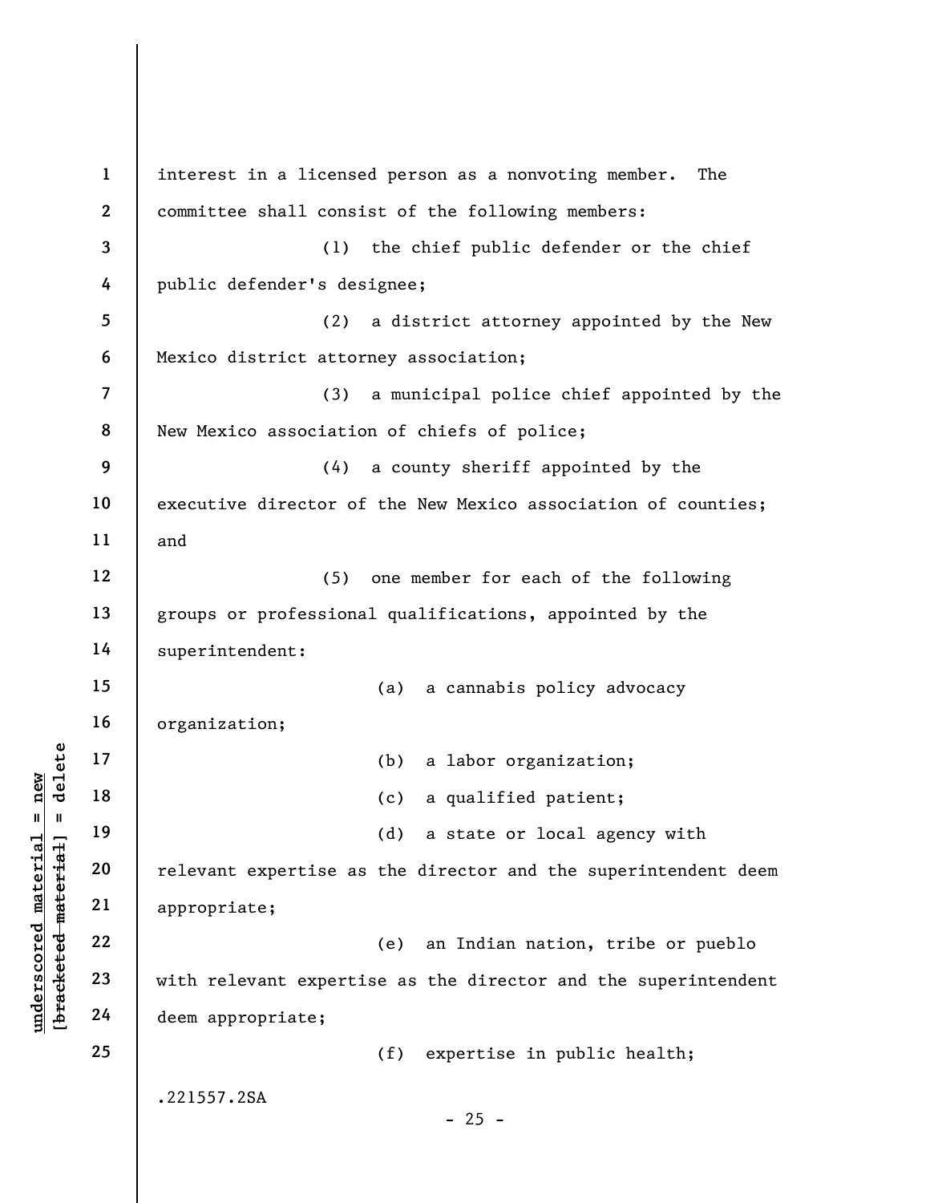interest in a licensed person as a nonvoting member. The committee shall consist of the following members:

(1) the chief public defender or the chief public defender's designee;

(2) a district attorney appointed by the New Mexico district attorney association;

(3) a municipal police chief appointed by the New Mexico association of chiefs of police;

(4) a county sheriff appointed by the executive director of the New Mexico association of counties; and

(5) one member for each of the following groups or professional qualifications, appointed by the superintendent:

(a) a cannabis policy advocacy organization;

(b) a labor organization;

(c) a qualified patient;

(d) a state or local agency with relevant expertise as the director and the superintendent deem appropriate;

(e) an Indian nation, tribe or pueblo with relevant expertise as the director and the superintendent deem appropriate;

(f) expertise in public health;

.221557.2SA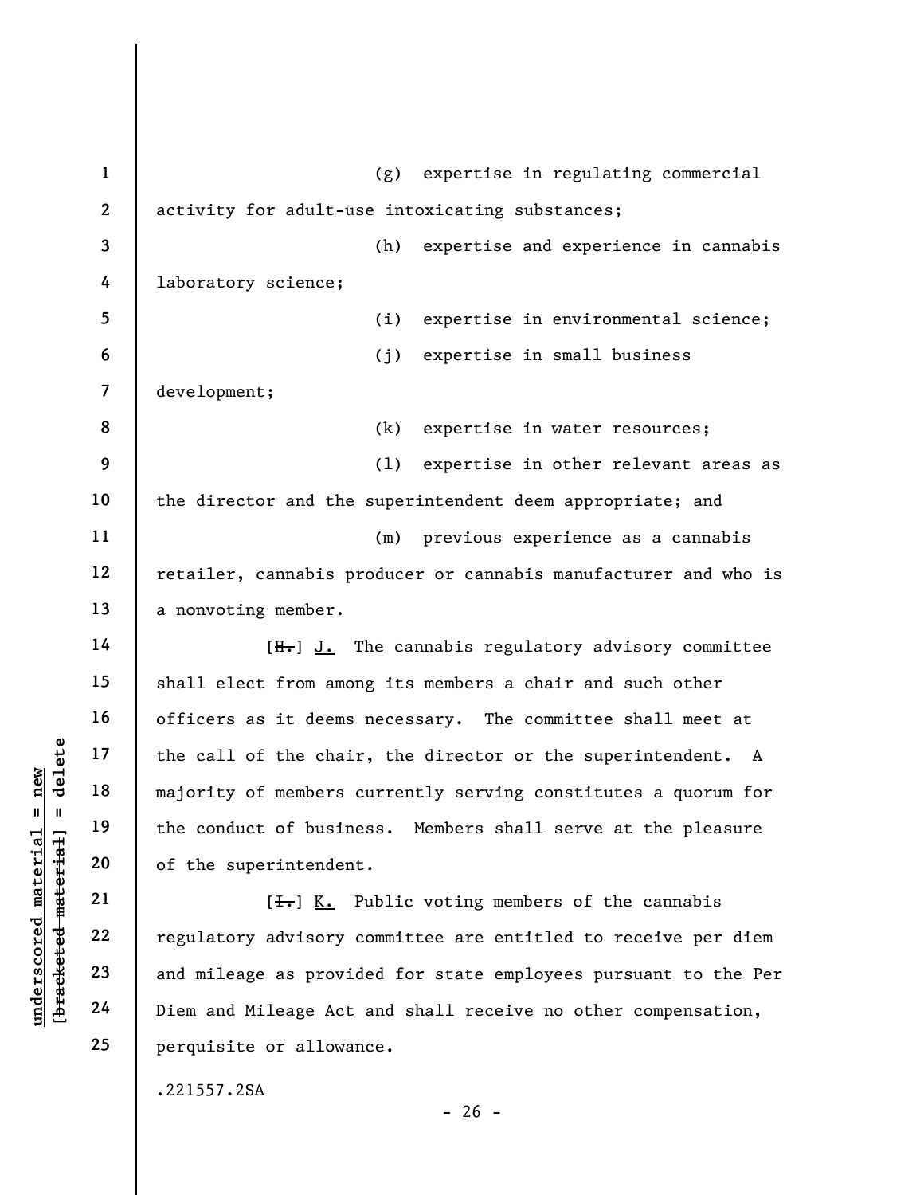(g) expertise in regulating commercial activity for adult-use intoxicating substances;

(h) expertise and experience in cannabis laboratory science;

(i) expertise in environmental science;

(j) expertise in small business development;

(k) expertise in water resources;

(l) expertise in other relevant areas as the director and the superintendent deem appropriate; and

(m) previous experience as a cannabis retailer, cannabis producer or cannabis manufacturer and who is a nonvoting member.

[~~H.~~] J. The cannabis regulatory advisory committee shall elect from among its members a chair and such other officers as it deems necessary. The committee shall meet at the call of the chair, the director or the superintendent. A majority of members currently serving constitutes a quorum for the conduct of business. Members shall serve at the pleasure of the superintendent.

[~~I.~~] K. Public voting members of the cannabis regulatory advisory committee are entitled to receive per diem and mileage as provided for state employees pursuant to the Per Diem and Mileage Act and shall receive no other compensation, perquisite or allowance.

.221557.2SA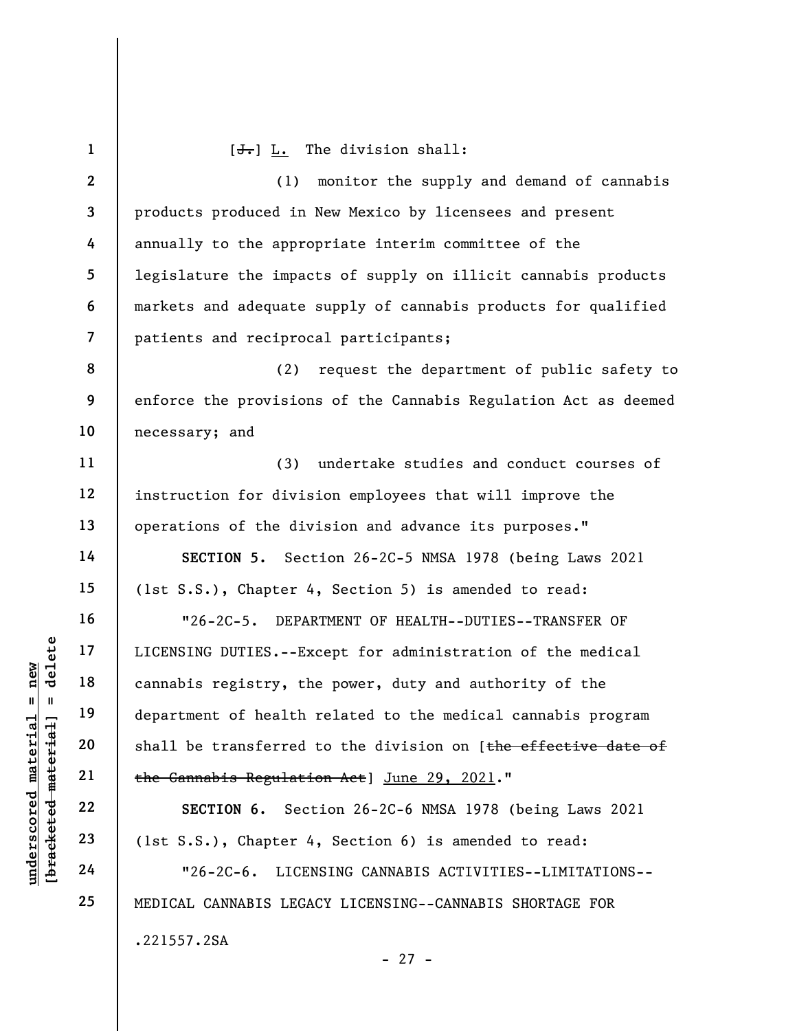[~~J.~~] <u>L.</u> The division shall:

(1) monitor the supply and demand of cannabis products produced in New Mexico by licensees and present annually to the appropriate interim committee of the legislature the impacts of supply on illicit cannabis products markets and adequate supply of cannabis products for qualified patients and reciprocal participants;

(2) request the department of public safety to enforce the provisions of the Cannabis Regulation Act as deemed necessary; and

(3) undertake studies and conduct courses of instruction for division employees that will improve the operations of the division and advance its purposes."

**SECTION 5.** Section 26-2C-5 NMSA 1978 (being Laws 2021 (1st S.S.), Chapter 4, Section 5) is amended to read:

"26-2C-5. DEPARTMENT OF HEALTH--DUTIES--TRANSFER OF LICENSING DUTIES.--Except for administration of the medical cannabis registry, the power, duty and authority of the department of health related to the medical cannabis program shall be transferred to the division on [~~the effective date of the Cannabis Regulation Act~~] <u>June 29, 2021</u>."

**SECTION 6.** Section 26-2C-6 NMSA 1978 (being Laws 2021 (1st S.S.), Chapter 4, Section 6) is amended to read:

"26-2C-6. LICENSING CANNABIS ACTIVITIES--LIMITATIONS--MEDICAL CANNABIS LEGACY LICENSING--CANNABIS SHORTAGE FOR

.221557.2SA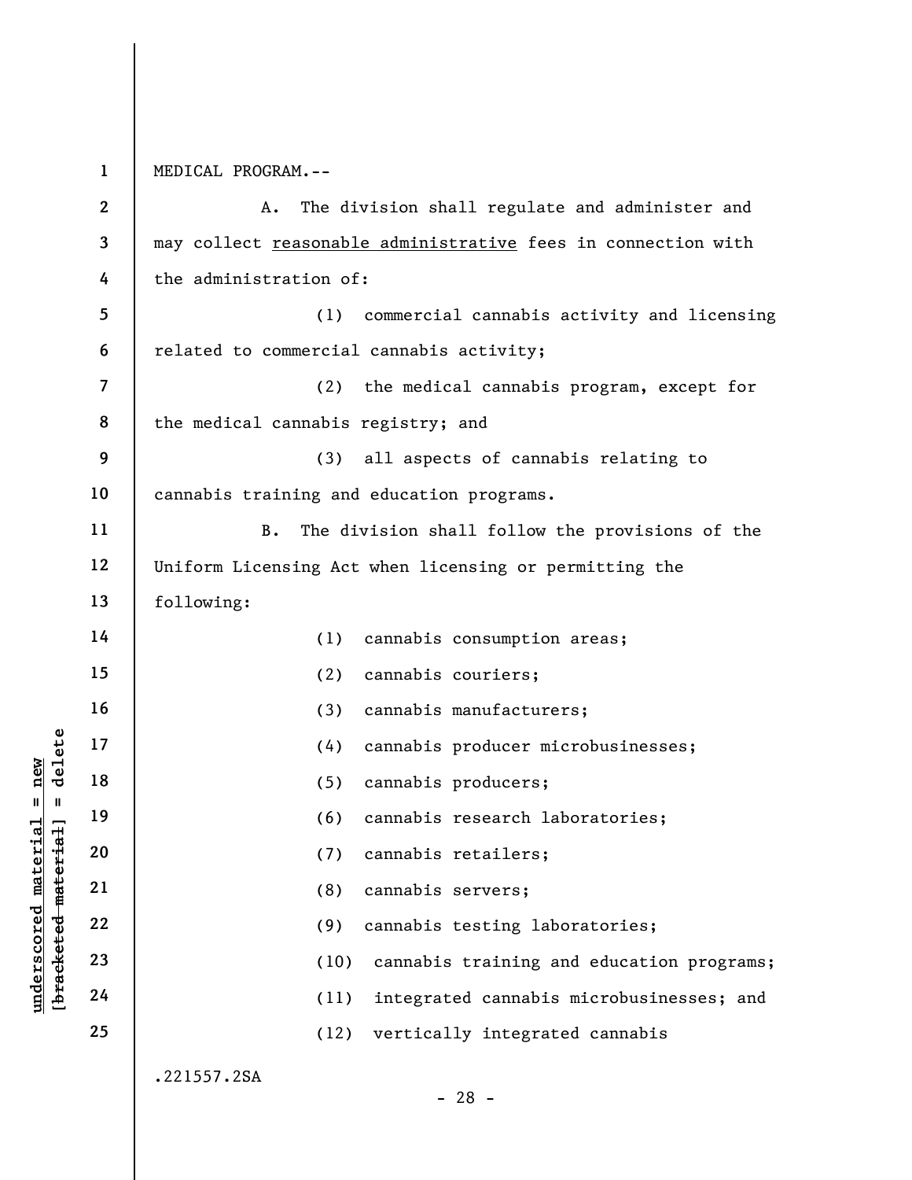MEDICAL PROGRAM.--

A. The division shall regulate and administer and may collect <u>reasonable administrative</u> fees in connection with the administration of:

(1) commercial cannabis activity and licensing related to commercial cannabis activity;

(2) the medical cannabis program, except for the medical cannabis registry; and

(3) all aspects of cannabis relating to cannabis training and education programs.

B. The division shall follow the provisions of the Uniform Licensing Act when licensing or permitting the following:

(1) cannabis consumption areas;

(2) cannabis couriers;

(3) cannabis manufacturers;

(4) cannabis producer microbusinesses;

(5) cannabis producers;

(6) cannabis research laboratories;

(7) cannabis retailers;

(8) cannabis servers;

(9) cannabis testing laboratories;

(10) cannabis training and education programs;

(11) integrated cannabis microbusinesses; and

(12) vertically integrated cannabis

.221557.2SA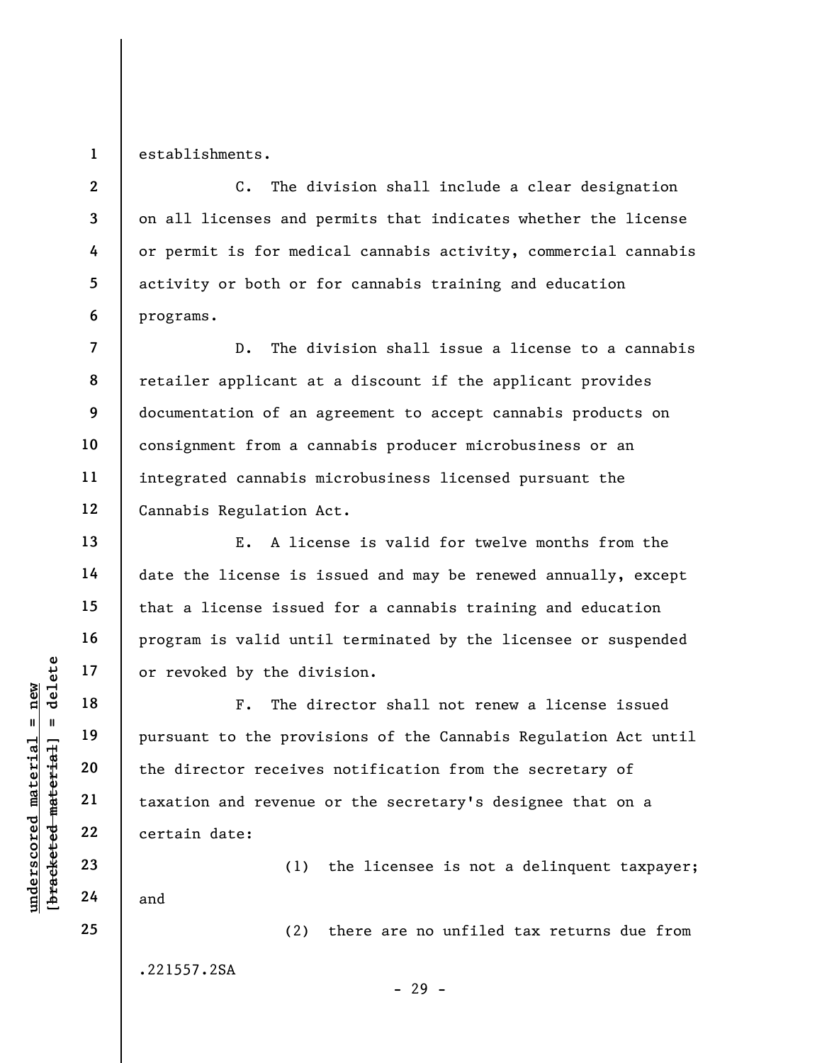establishments.

C. The division shall include a clear designation on all licenses and permits that indicates whether the license or permit is for medical cannabis activity, commercial cannabis activity or both or for cannabis training and education programs.

D. The division shall issue a license to a cannabis retailer applicant at a discount if the applicant provides documentation of an agreement to accept cannabis products on consignment from a cannabis producer microbusiness or an integrated cannabis microbusiness licensed pursuant the Cannabis Regulation Act.

E. A license is valid for twelve months from the date the license is issued and may be renewed annually, except that a license issued for a cannabis training and education program is valid until terminated by the licensee or suspended or revoked by the division.

F. The director shall not renew a license issued pursuant to the provisions of the Cannabis Regulation Act until the director receives notification from the secretary of taxation and revenue or the secretary's designee that on a certain date:

(1) the licensee is not a delinquent taxpayer; and

(2) there are no unfiled tax returns due from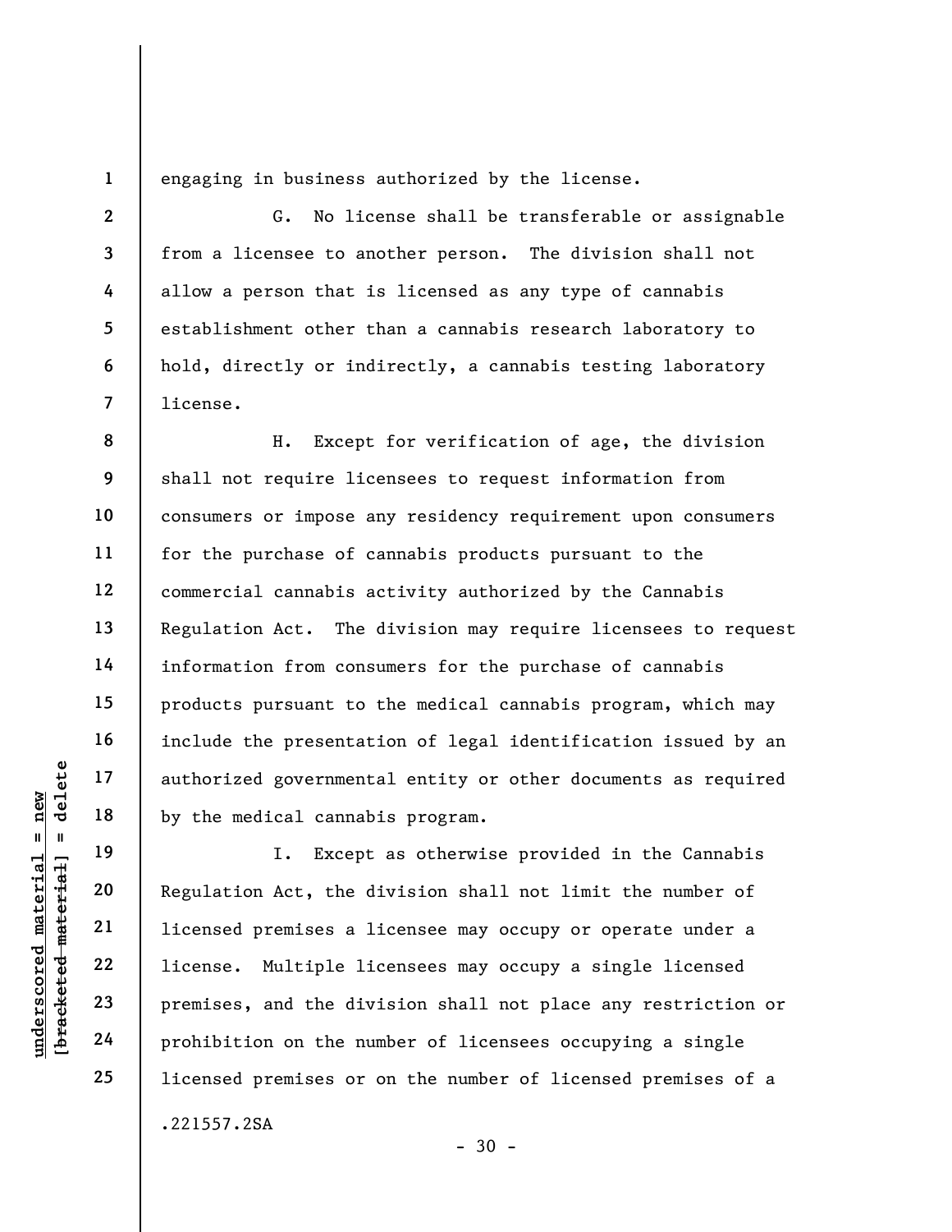engaging in business authorized by the license.

G. No license shall be transferable or assignable from a licensee to another person. The division shall not allow a person that is licensed as any type of cannabis establishment other than a cannabis research laboratory to hold, directly or indirectly, a cannabis testing laboratory license.

H. Except for verification of age, the division shall not require licensees to request information from consumers or impose any residency requirement upon consumers for the purchase of cannabis products pursuant to the commercial cannabis activity authorized by the Cannabis Regulation Act. The division may require licensees to request information from consumers for the purchase of cannabis products pursuant to the medical cannabis program, which may include the presentation of legal identification issued by an authorized governmental entity or other documents as required by the medical cannabis program.

I. Except as otherwise provided in the Cannabis Regulation Act, the division shall not limit the number of licensed premises a licensee may occupy or operate under a license. Multiple licensees may occupy a single licensed premises, and the division shall not place any restriction or prohibition on the number of licensees occupying a single licensed premises or on the number of licensed premises of a

.221557.2SA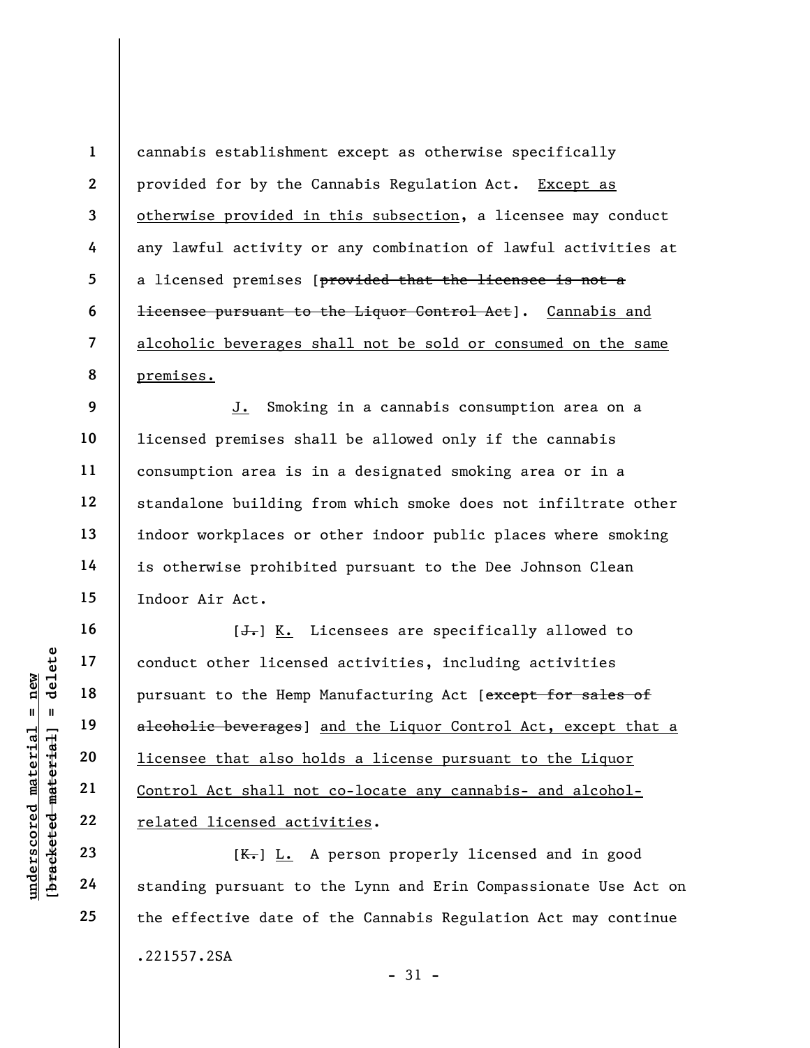cannabis establishment except as otherwise specifically provided for by the Cannabis Regulation Act. Except as otherwise provided in this subsection, a licensee may conduct any lawful activity or any combination of lawful activities at a licensed premises [~~provided that the licensee is not a licensee pursuant to the Liquor Control Act~~]. Cannabis and alcoholic beverages shall not be sold or consumed on the same premises.

J. Smoking in a cannabis consumption area on a licensed premises shall be allowed only if the cannabis consumption area is in a designated smoking area or in a standalone building from which smoke does not infiltrate other indoor workplaces or other indoor public places where smoking is otherwise prohibited pursuant to the Dee Johnson Clean Indoor Air Act.

[~~J.~~] K. Licensees are specifically allowed to conduct other licensed activities, including activities pursuant to the Hemp Manufacturing Act [~~except for sales of alcoholic beverages~~] and the Liquor Control Act, except that a licensee that also holds a license pursuant to the Liquor Control Act shall not co-locate any cannabis- and alcohol-related licensed activities.

[~~K.~~] L. A person properly licensed and in good standing pursuant to the Lynn and Erin Compassionate Use Act on the effective date of the Cannabis Regulation Act may continue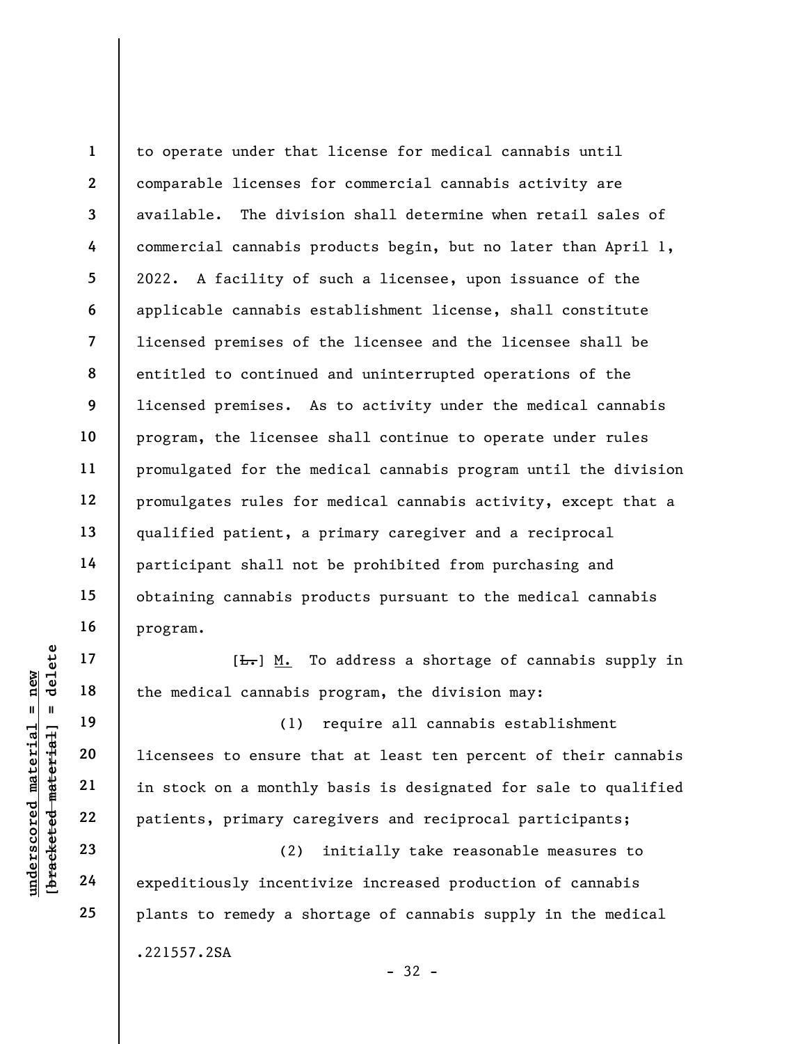to operate under that license for medical cannabis until comparable licenses for commercial cannabis activity are available. The division shall determine when retail sales of commercial cannabis products begin, but no later than April 1, 2022. A facility of such a licensee, upon issuance of the applicable cannabis establishment license, shall constitute licensed premises of the licensee and the licensee shall be entitled to continued and uninterrupted operations of the licensed premises. As to activity under the medical cannabis program, the licensee shall continue to operate under rules promulgated for the medical cannabis program until the division promulgates rules for medical cannabis activity, except that a qualified patient, a primary caregiver and a reciprocal participant shall not be prohibited from purchasing and obtaining cannabis products pursuant to the medical cannabis program.

[~~L.~~] M. To address a shortage of cannabis supply in the medical cannabis program, the division may:

(1) require all cannabis establishment licensees to ensure that at least ten percent of their cannabis in stock on a monthly basis is designated for sale to qualified patients, primary caregivers and reciprocal participants;

(2) initially take reasonable measures to expeditiously incentivize increased production of cannabis plants to remedy a shortage of cannabis supply in the medical

.221557.2SA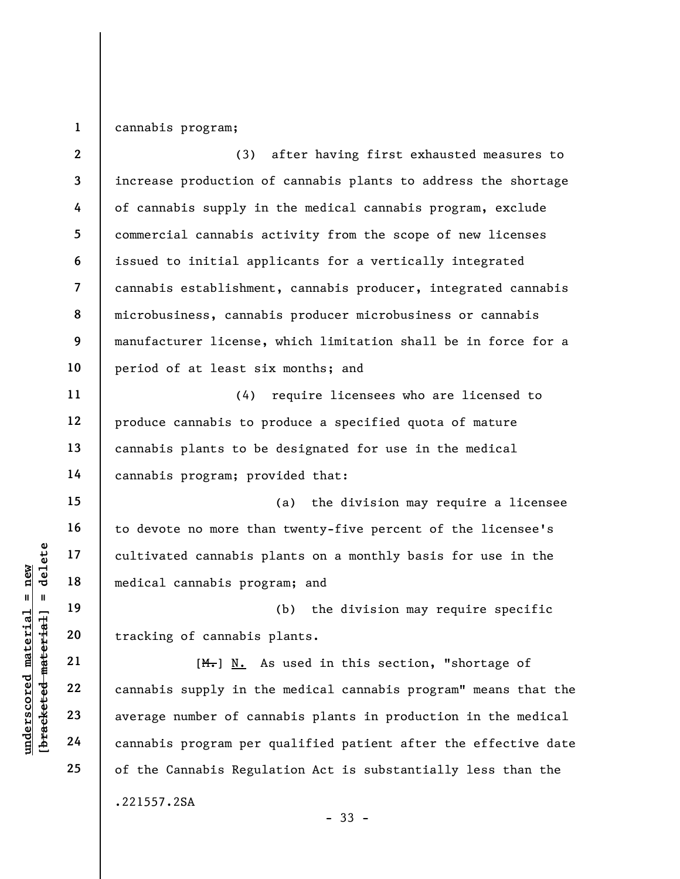cannabis program;

(3) after having first exhausted measures to increase production of cannabis plants to address the shortage of cannabis supply in the medical cannabis program, exclude commercial cannabis activity from the scope of new licenses issued to initial applicants for a vertically integrated cannabis establishment, cannabis producer, integrated cannabis microbusiness, cannabis producer microbusiness or cannabis manufacturer license, which limitation shall be in force for a period of at least six months; and

(4) require licensees who are licensed to produce cannabis to produce a specified quota of mature cannabis plants to be designated for use in the medical cannabis program; provided that:

(a) the division may require a licensee to devote no more than twenty-five percent of the licensee's cultivated cannabis plants on a monthly basis for use in the medical cannabis program; and

(b) the division may require specific tracking of cannabis plants.

[~~M.~~] N. As used in this section, "shortage of cannabis supply in the medical cannabis program" means that the average number of cannabis plants in production in the medical cannabis program per qualified patient after the effective date of the Cannabis Regulation Act is substantially less than the

.221557.2SA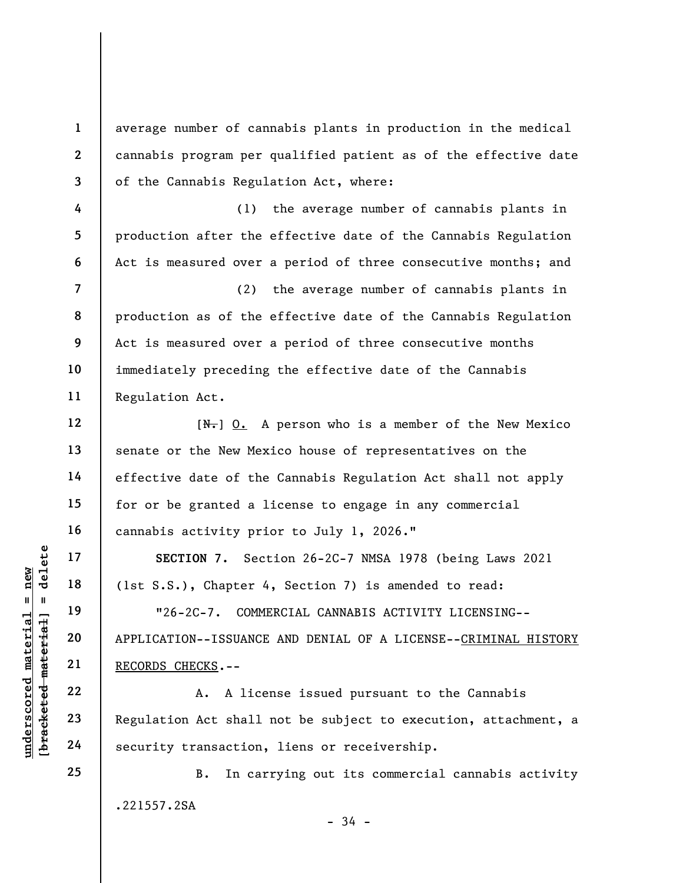average number of cannabis plants in production in the medical cannabis program per qualified patient as of the effective date of the Cannabis Regulation Act, where:

(1) the average number of cannabis plants in production after the effective date of the Cannabis Regulation Act is measured over a period of three consecutive months; and

(2) the average number of cannabis plants in production as of the effective date of the Cannabis Regulation Act is measured over a period of three consecutive months immediately preceding the effective date of the Cannabis Regulation Act.

[~~N.~~] O. A person who is a member of the New Mexico senate or the New Mexico house of representatives on the effective date of the Cannabis Regulation Act shall not apply for or be granted a license to engage in any commercial cannabis activity prior to July 1, 2026."

**SECTION 7.** Section 26-2C-7 NMSA 1978 (being Laws 2021 (1st S.S.), Chapter 4, Section 7) is amended to read:

"26-2C-7. COMMERCIAL CANNABIS ACTIVITY LICENSING--APPLICATION--ISSUANCE AND DENIAL OF A LICENSE--CRIMINAL HISTORY RECORDS CHECKS.--

A. A license issued pursuant to the Cannabis Regulation Act shall not be subject to execution, attachment, a security transaction, liens or receivership.

B. In carrying out its commercial cannabis activity

.221557.2SA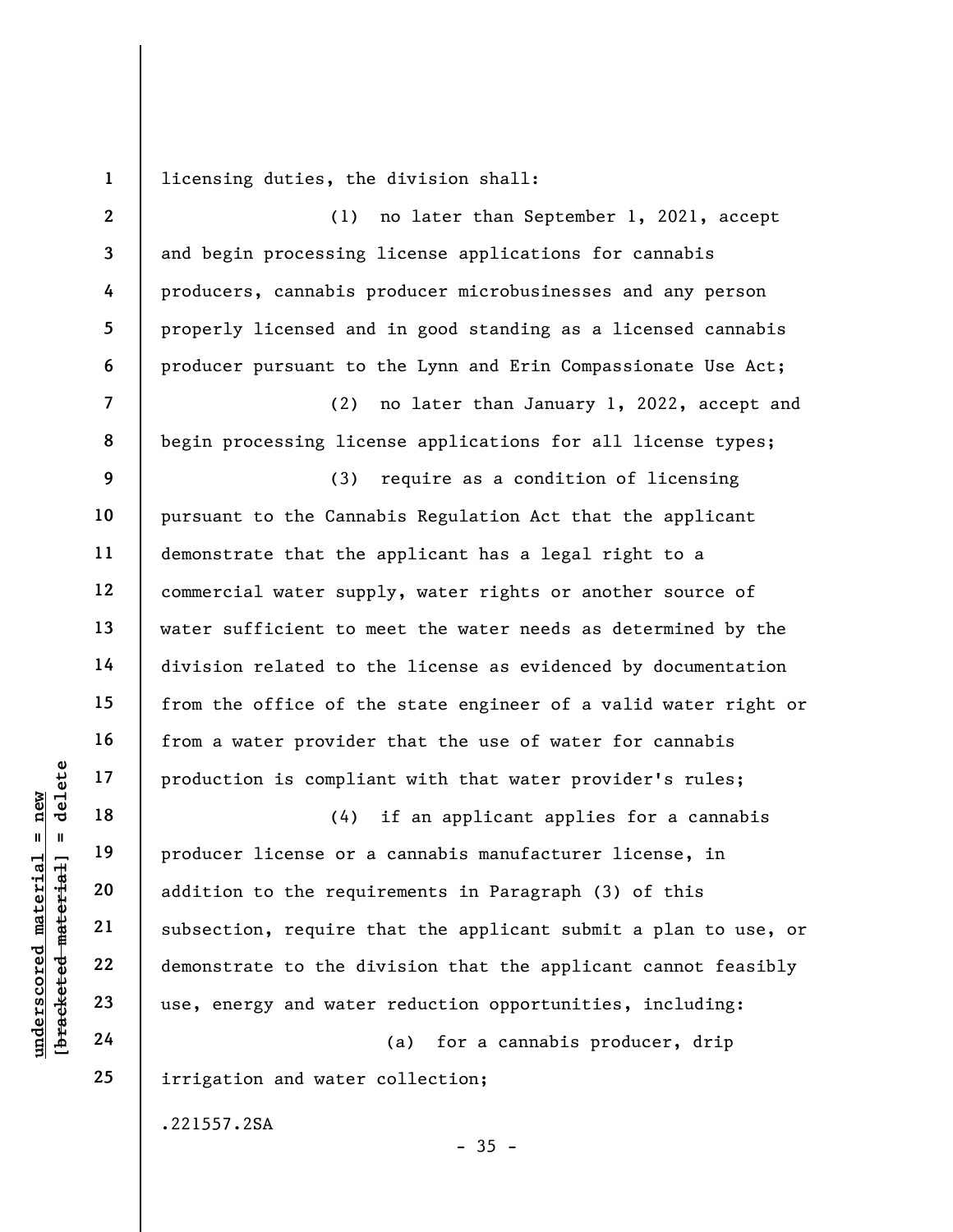licensing duties, the division shall:

(1) no later than September 1, 2021, accept and begin processing license applications for cannabis producers, cannabis producer microbusinesses and any person properly licensed and in good standing as a licensed cannabis producer pursuant to the Lynn and Erin Compassionate Use Act;

(2) no later than January 1, 2022, accept and begin processing license applications for all license types;

(3) require as a condition of licensing pursuant to the Cannabis Regulation Act that the applicant demonstrate that the applicant has a legal right to a commercial water supply, water rights or another source of water sufficient to meet the water needs as determined by the division related to the license as evidenced by documentation from the office of the state engineer of a valid water right or from a water provider that the use of water for cannabis production is compliant with that water provider's rules;

(4) if an applicant applies for a cannabis producer license or a cannabis manufacturer license, in addition to the requirements in Paragraph (3) of this subsection, require that the applicant submit a plan to use, or demonstrate to the division that the applicant cannot feasibly use, energy and water reduction opportunities, including:

(a) for a cannabis producer, drip irrigation and water collection;

.221557.2SA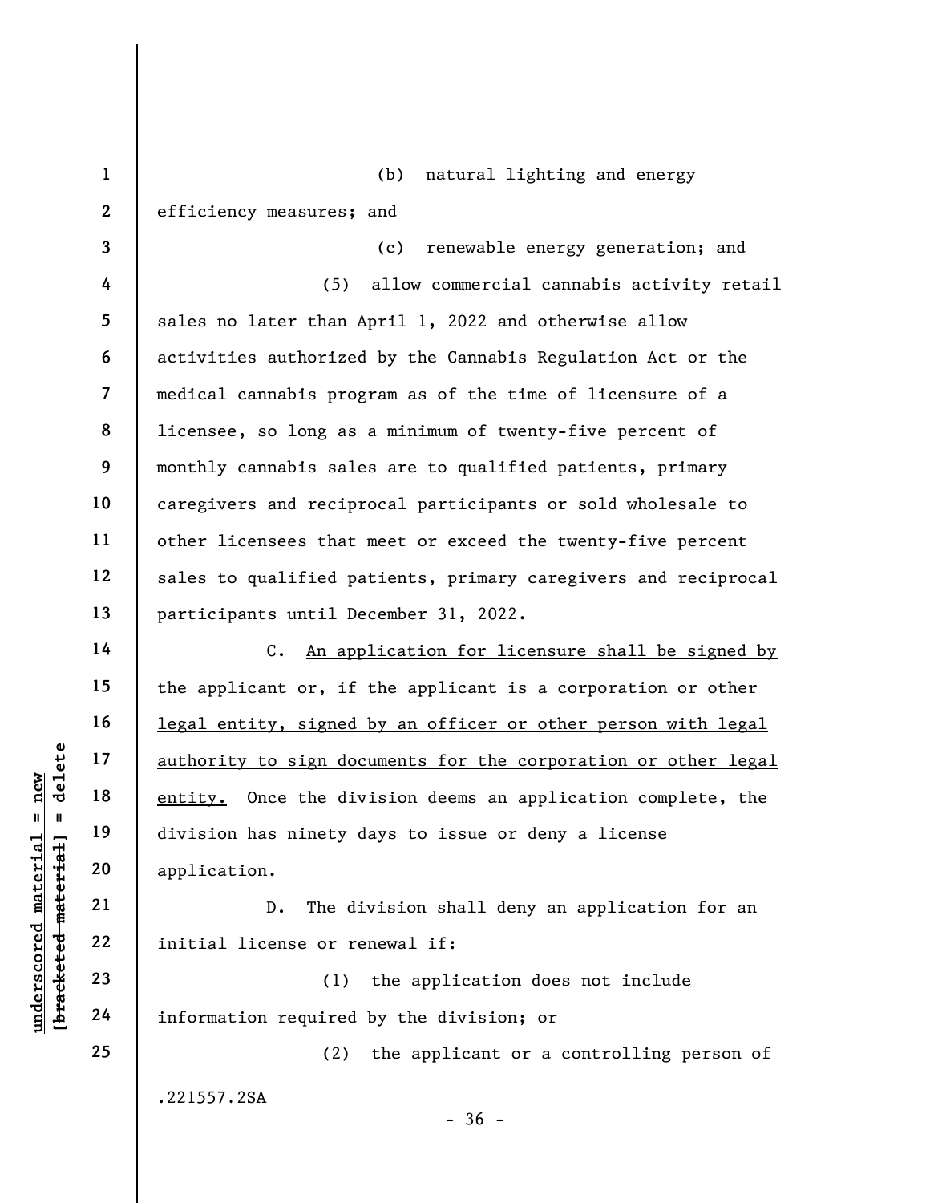(b) natural lighting and energy efficiency measures; and

(c) renewable energy generation; and

(5) allow commercial cannabis activity retail sales no later than April 1, 2022 and otherwise allow activities authorized by the Cannabis Regulation Act or the medical cannabis program as of the time of licensure of a licensee, so long as a minimum of twenty-five percent of monthly cannabis sales are to qualified patients, primary caregivers and reciprocal participants or sold wholesale to other licensees that meet or exceed the twenty-five percent sales to qualified patients, primary caregivers and reciprocal participants until December 31, 2022.

C. <u>An application for licensure shall be signed by the applicant or, if the applicant is a corporation or other legal entity, signed by an officer or other person with legal authority to sign documents for the corporation or other legal entity.</u> Once the division deems an application complete, the division has ninety days to issue or deny a license application.

D. The division shall deny an application for an initial license or renewal if:

(1) the application does not include information required by the division; or

(2) the applicant or a controlling person of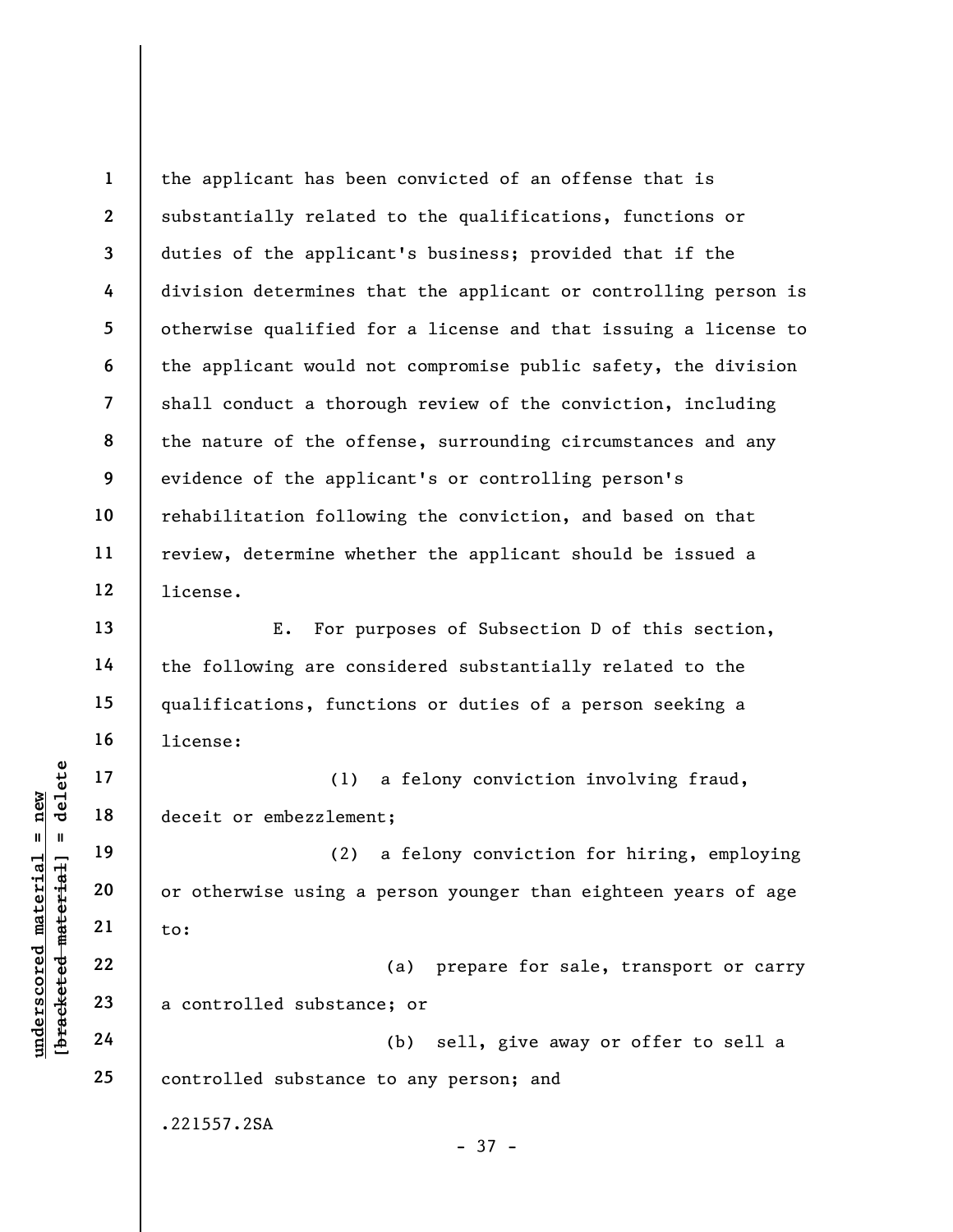the applicant has been convicted of an offense that is substantially related to the qualifications, functions or duties of the applicant's business; provided that if the division determines that the applicant or controlling person is otherwise qualified for a license and that issuing a license to the applicant would not compromise public safety, the division shall conduct a thorough review of the conviction, including the nature of the offense, surrounding circumstances and any evidence of the applicant's or controlling person's rehabilitation following the conviction, and based on that review, determine whether the applicant should be issued a license.

E. For purposes of Subsection D of this section, the following are considered substantially related to the qualifications, functions or duties of a person seeking a license:

(1) a felony conviction involving fraud, deceit or embezzlement;

(2) a felony conviction for hiring, employing or otherwise using a person younger than eighteen years of age to:

(a) prepare for sale, transport or carry a controlled substance; or

(b) sell, give away or offer to sell a controlled substance to any person; and

.221557.2SA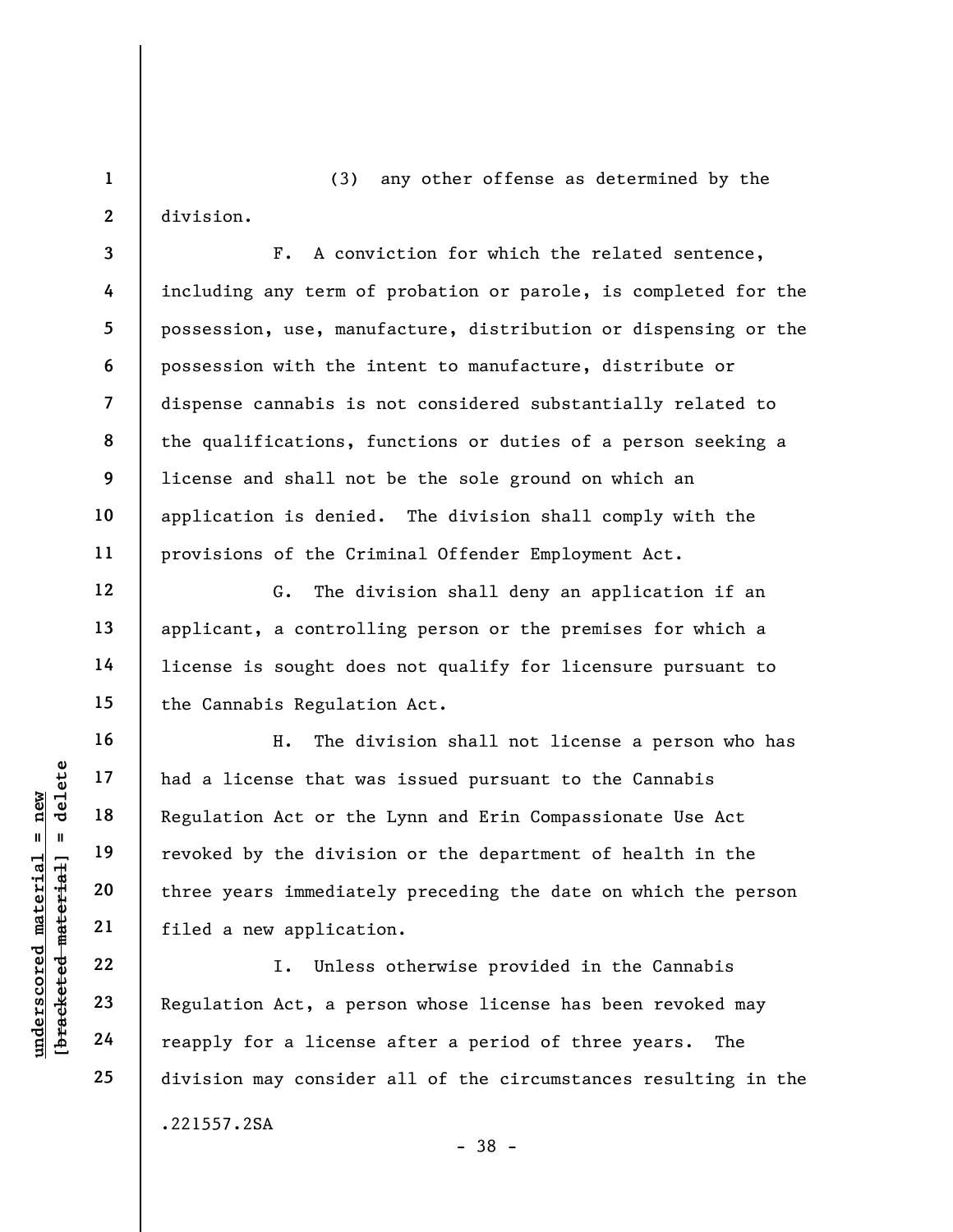(3) any other offense as determined by the division.

F. A conviction for which the related sentence, including any term of probation or parole, is completed for the possession, use, manufacture, distribution or dispensing or the possession with the intent to manufacture, distribute or dispense cannabis is not considered substantially related to the qualifications, functions or duties of a person seeking a license and shall not be the sole ground on which an application is denied. The division shall comply with the provisions of the Criminal Offender Employment Act.

G. The division shall deny an application if an applicant, a controlling person or the premises for which a license is sought does not qualify for licensure pursuant to the Cannabis Regulation Act.

H. The division shall not license a person who has had a license that was issued pursuant to the Cannabis Regulation Act or the Lynn and Erin Compassionate Use Act revoked by the division or the department of health in the three years immediately preceding the date on which the person filed a new application.

I. Unless otherwise provided in the Cannabis Regulation Act, a person whose license has been revoked may reapply for a license after a period of three years. The division may consider all of the circumstances resulting in the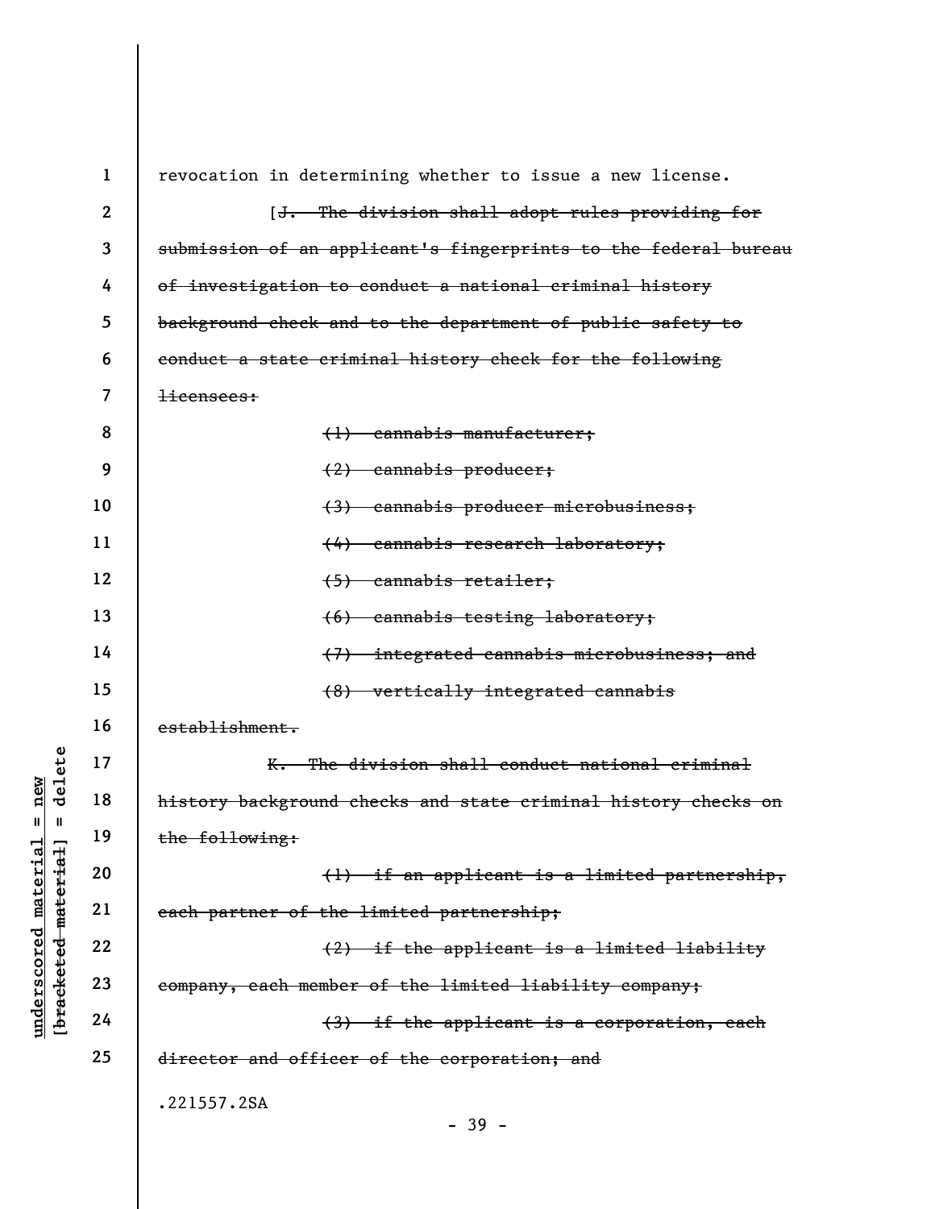revocation in determining whether to issue a new license.

[~~J. The division shall adopt rules providing for submission of an applicant's fingerprints to the federal bureau of investigation to conduct a national criminal history background check and to the department of public safety to conduct a state criminal history check for the following licensees:~~

~~(1) cannabis manufacturer;~~

~~(2) cannabis producer;~~

~~(3) cannabis producer microbusiness;~~

~~(4) cannabis research laboratory;~~

~~(5) cannabis retailer;~~

~~(6) cannabis testing laboratory;~~

~~(7) integrated cannabis microbusiness; and~~

~~(8) vertically integrated cannabis establishment.~~

~~K. The division shall conduct national criminal history background checks and state criminal history checks on the following:~~

~~(1) if an applicant is a limited partnership, each partner of the limited partnership;~~

~~(2) if the applicant is a limited liability company, each member of the limited liability company;~~

~~(3) if the applicant is a corporation, each director and officer of the corporation; and~~

.221557.2SA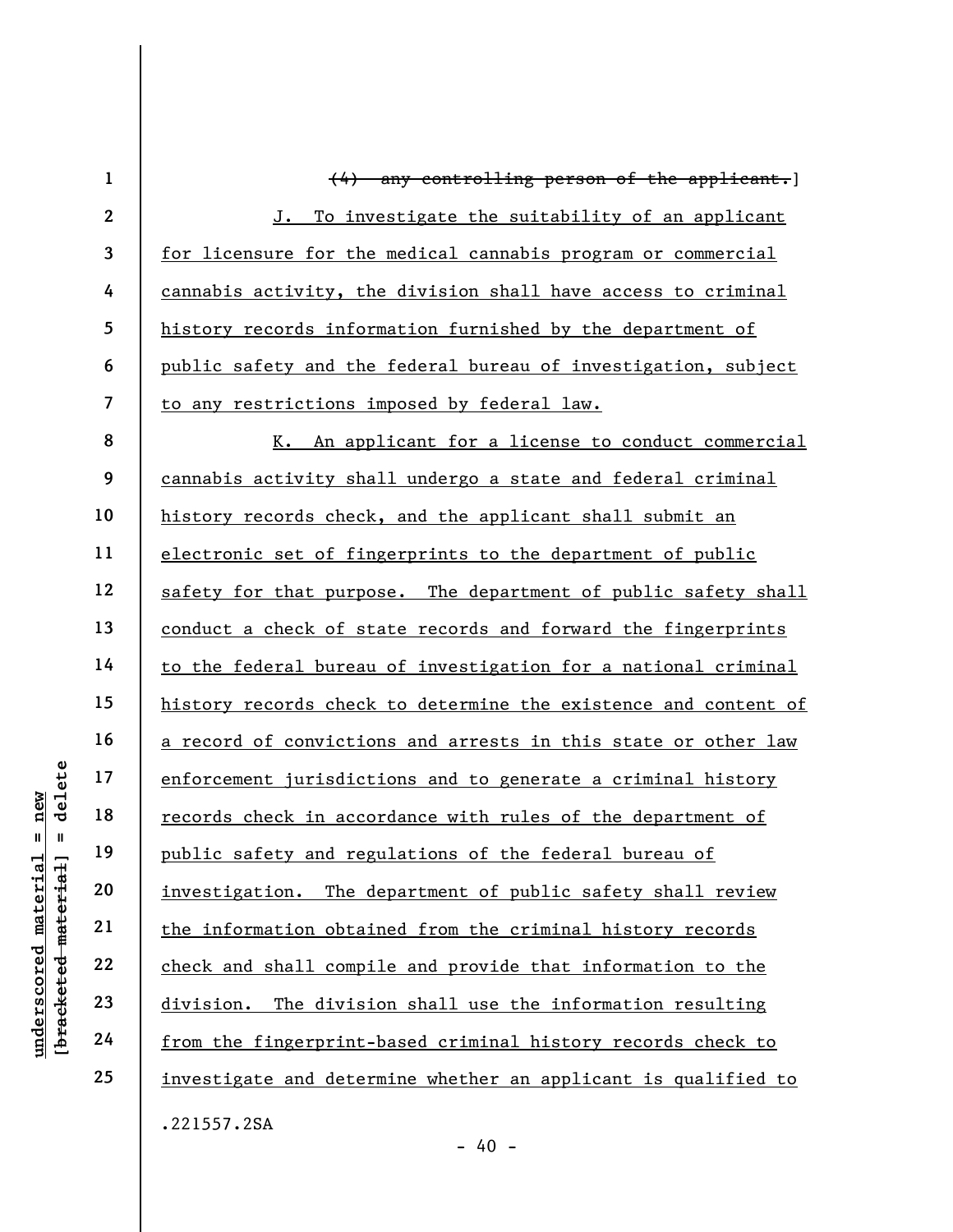~~(4) any controlling person of the applicant.~~]

J. To investigate the suitability of an applicant for licensure for the medical cannabis program or commercial cannabis activity, the division shall have access to criminal history records information furnished by the department of public safety and the federal bureau of investigation, subject to any restrictions imposed by federal law.

K. An applicant for a license to conduct commercial cannabis activity shall undergo a state and federal criminal history records check, and the applicant shall submit an electronic set of fingerprints to the department of public safety for that purpose. The department of public safety shall conduct a check of state records and forward the fingerprints to the federal bureau of investigation for a national criminal history records check to determine the existence and content of a record of convictions and arrests in this state or other law enforcement jurisdictions and to generate a criminal history records check in accordance with rules of the department of public safety and regulations of the federal bureau of investigation. The department of public safety shall review the information obtained from the criminal history records check and shall compile and provide that information to the division. The division shall use the information resulting from the fingerprint-based criminal history records check to investigate and determine whether an applicant is qualified to

.221557.2SA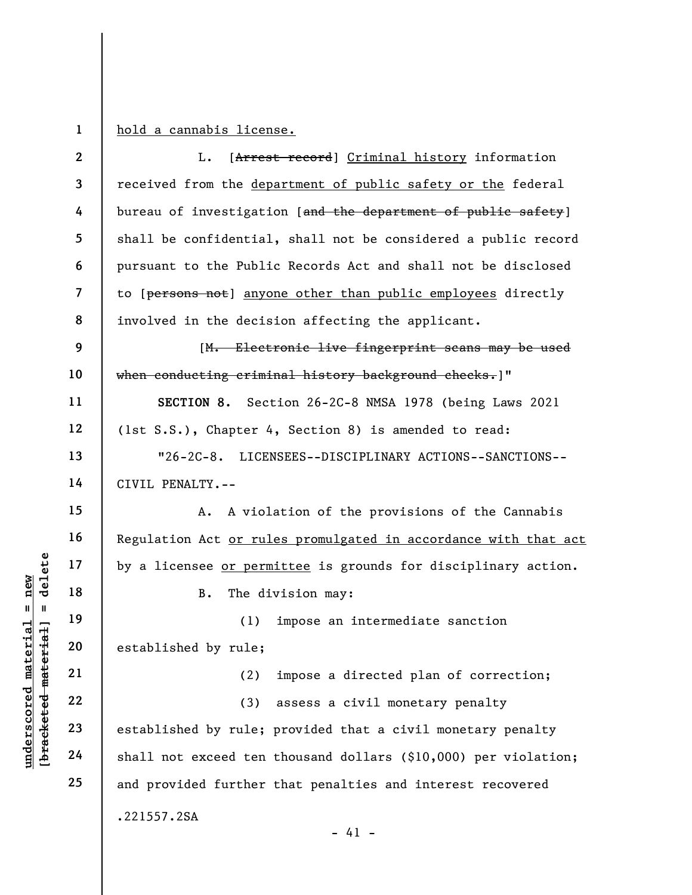hold a cannabis license.

L. [~~Arrest record~~] Criminal history information received from the department of public safety or the federal bureau of investigation [~~and the department of public safety~~] shall be confidential, shall not be considered a public record pursuant to the Public Records Act and shall not be disclosed to [~~persons not~~] anyone other than public employees directly involved in the decision affecting the applicant.

[~~M. Electronic live fingerprint scans may be used when conducting criminal history background checks.~~]"

**SECTION 8.** Section 26-2C-8 NMSA 1978 (being Laws 2021 (1st S.S.), Chapter 4, Section 8) is amended to read:

"26-2C-8. LICENSEES--DISCIPLINARY ACTIONS--SANCTIONS--CIVIL PENALTY.--

A. A violation of the provisions of the Cannabis Regulation Act or rules promulgated in accordance with that act by a licensee or permittee is grounds for disciplinary action.

B. The division may:

(1) impose an intermediate sanction established by rule;

(2) impose a directed plan of correction;

(3) assess a civil monetary penalty established by rule; provided that a civil monetary penalty shall not exceed ten thousand dollars ($10,000) per violation; and provided further that penalties and interest recovered

.221557.2SA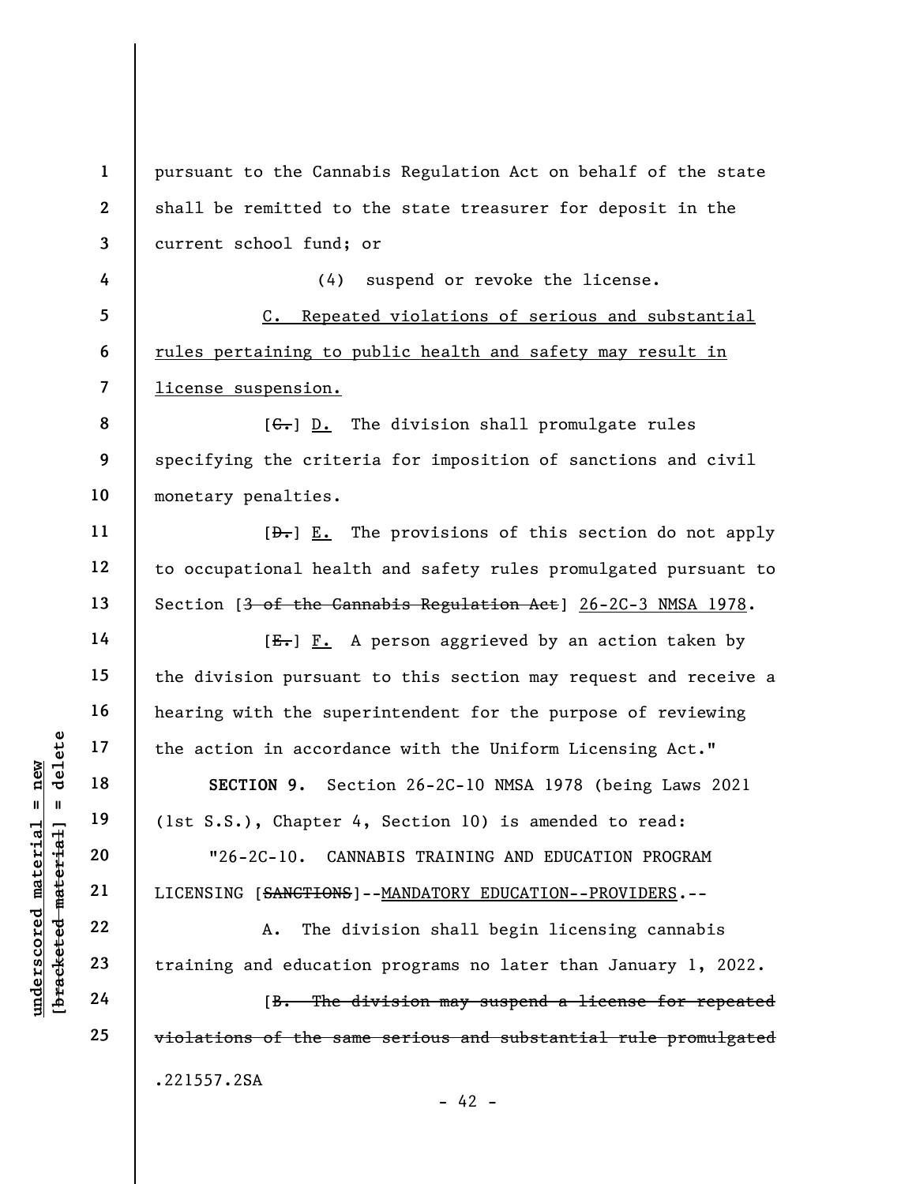pursuant to the Cannabis Regulation Act on behalf of the state shall be remitted to the state treasurer for deposit in the current school fund; or

(4) suspend or revoke the license.

<u>C. Repeated violations of serious and substantial rules pertaining to public health and safety may result in license suspension.</u>

[~~C.~~] <u>D.</u> The division shall promulgate rules specifying the criteria for imposition of sanctions and civil monetary penalties.

[~~D.~~] <u>E.</u> The provisions of this section do not apply to occupational health and safety rules promulgated pursuant to Section [~~3 of the Cannabis Regulation Act~~] <u>26-2C-3 NMSA 1978</u>.

[~~E.~~] <u>F.</u> A person aggrieved by an action taken by the division pursuant to this section may request and receive a hearing with the superintendent for the purpose of reviewing the action in accordance with the Uniform Licensing Act."

**SECTION 9.** Section 26-2C-10 NMSA 1978 (being Laws 2021 (1st S.S.), Chapter 4, Section 10) is amended to read:

"26-2C-10. CANNABIS TRAINING AND EDUCATION PROGRAM LICENSING [~~SANCTIONS~~]--<u>MANDATORY EDUCATION--PROVIDERS</u>.--

A. The division shall begin licensing cannabis training and education programs no later than January 1, 2022.

[~~B. The division may suspend a license for repeated violations of the same serious and substantial rule promulgated~~

.221557.2SA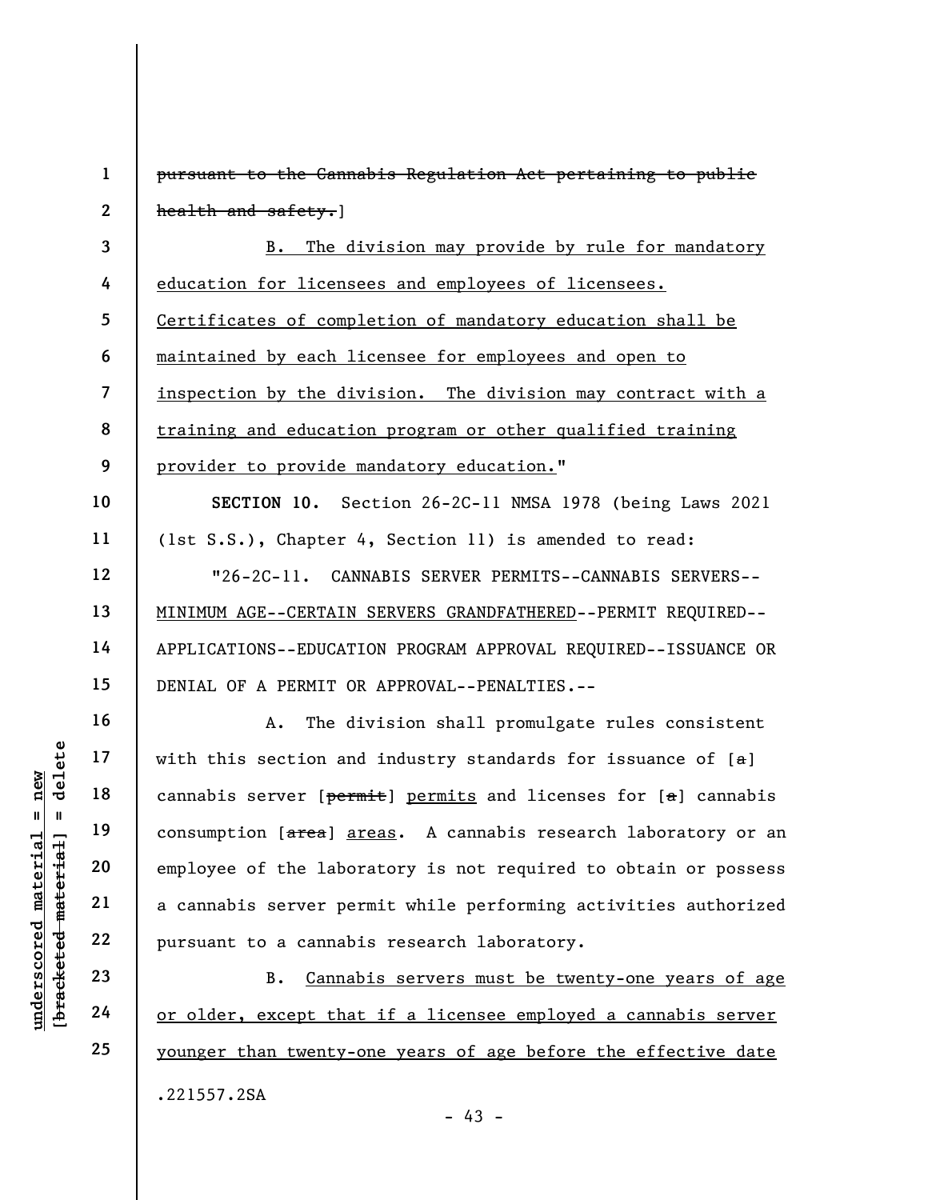~~pursuant to the Cannabis Regulation Act pertaining to public health and safety.~~]

B. The division may provide by rule for mandatory education for licensees and employees of licensees. Certificates of completion of mandatory education shall be maintained by each licensee for employees and open to inspection by the division. The division may contract with a training and education program or other qualified training provider to provide mandatory education."

**SECTION 10.** Section 26-2C-11 NMSA 1978 (being Laws 2021 (1st S.S.), Chapter 4, Section 11) is amended to read:

"26-2C-11. CANNABIS SERVER PERMITS--CANNABIS SERVERS--MINIMUM AGE--CERTAIN SERVERS GRANDFATHERED--PERMIT REQUIRED--APPLICATIONS--EDUCATION PROGRAM APPROVAL REQUIRED--ISSUANCE OR DENIAL OF A PERMIT OR APPROVAL--PENALTIES.--

A. The division shall promulgate rules consistent with this section and industry standards for issuance of [~~a~~] cannabis server [~~permit~~] permits and licenses for [~~a~~] cannabis consumption [~~area~~] areas. A cannabis research laboratory or an employee of the laboratory is not required to obtain or possess a cannabis server permit while performing activities authorized pursuant to a cannabis research laboratory.

B. Cannabis servers must be twenty-one years of age or older, except that if a licensee employed a cannabis server younger than twenty-one years of age before the effective date

.221557.2SA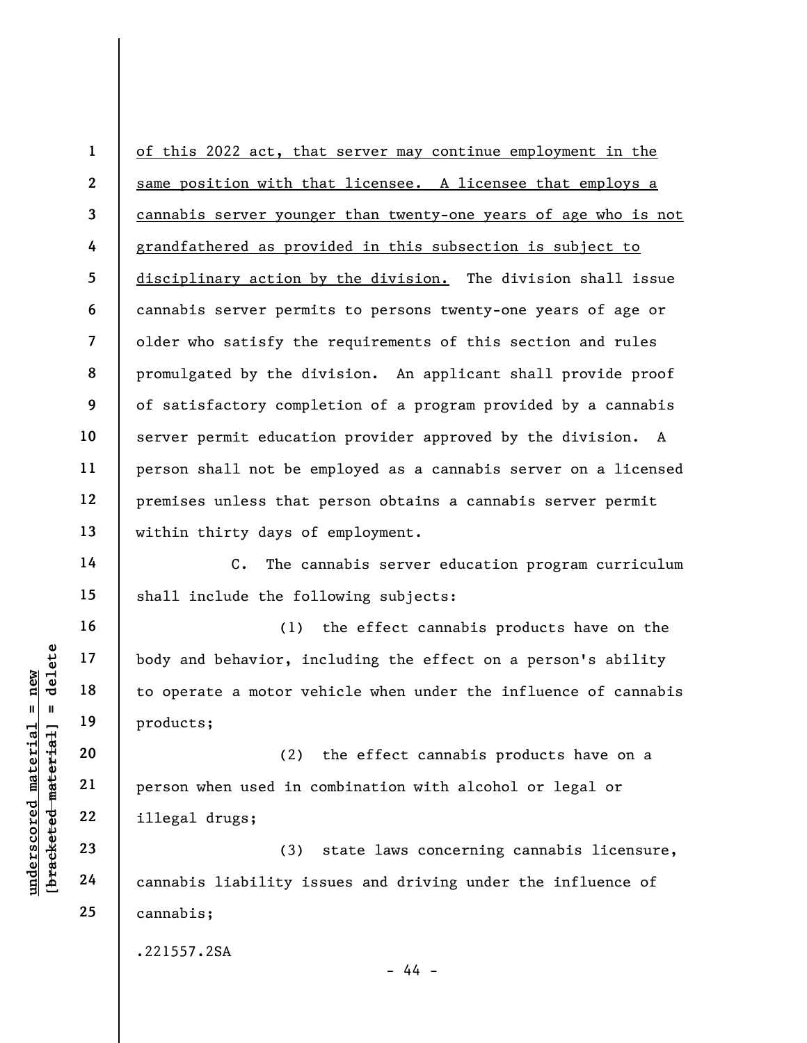of this 2022 act, that server may continue employment in the same position with that licensee. A licensee that employs a cannabis server younger than twenty-one years of age who is not grandfathered as provided in this subsection is subject to disciplinary action by the division. The division shall issue cannabis server permits to persons twenty-one years of age or older who satisfy the requirements of this section and rules promulgated by the division. An applicant shall provide proof of satisfactory completion of a program provided by a cannabis server permit education provider approved by the division. A person shall not be employed as a cannabis server on a licensed premises unless that person obtains a cannabis server permit within thirty days of employment.

C. The cannabis server education program curriculum shall include the following subjects:

(1) the effect cannabis products have on the body and behavior, including the effect on a person's ability to operate a motor vehicle when under the influence of cannabis products;

(2) the effect cannabis products have on a person when used in combination with alcohol or legal or illegal drugs;

(3) state laws concerning cannabis licensure, cannabis liability issues and driving under the influence of cannabis;

.221557.2SA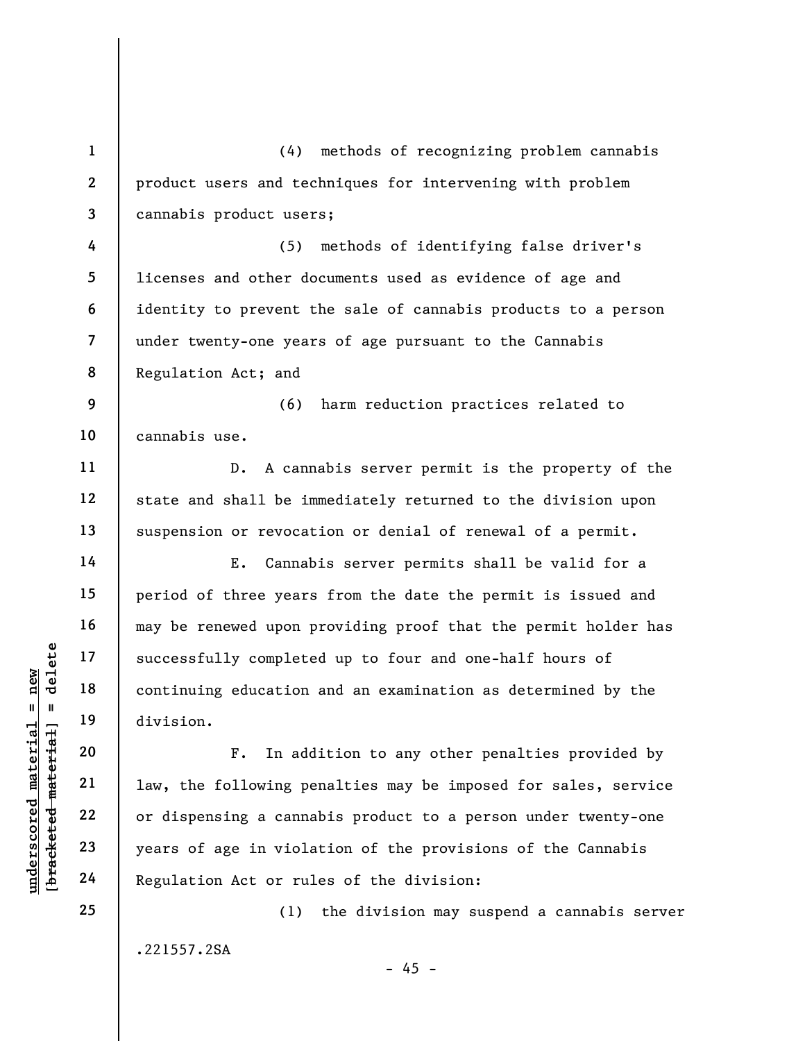(4) methods of recognizing problem cannabis product users and techniques for intervening with problem cannabis product users;

(5) methods of identifying false driver's licenses and other documents used as evidence of age and identity to prevent the sale of cannabis products to a person under twenty-one years of age pursuant to the Cannabis Regulation Act; and

(6) harm reduction practices related to cannabis use.

D. A cannabis server permit is the property of the state and shall be immediately returned to the division upon suspension or revocation or denial of renewal of a permit.

E. Cannabis server permits shall be valid for a period of three years from the date the permit is issued and may be renewed upon providing proof that the permit holder has successfully completed up to four and one-half hours of continuing education and an examination as determined by the division.

F. In addition to any other penalties provided by law, the following penalties may be imposed for sales, service or dispensing a cannabis product to a person under twenty-one years of age in violation of the provisions of the Cannabis Regulation Act or rules of the division:

(1) the division may suspend a cannabis server

.221557.2SA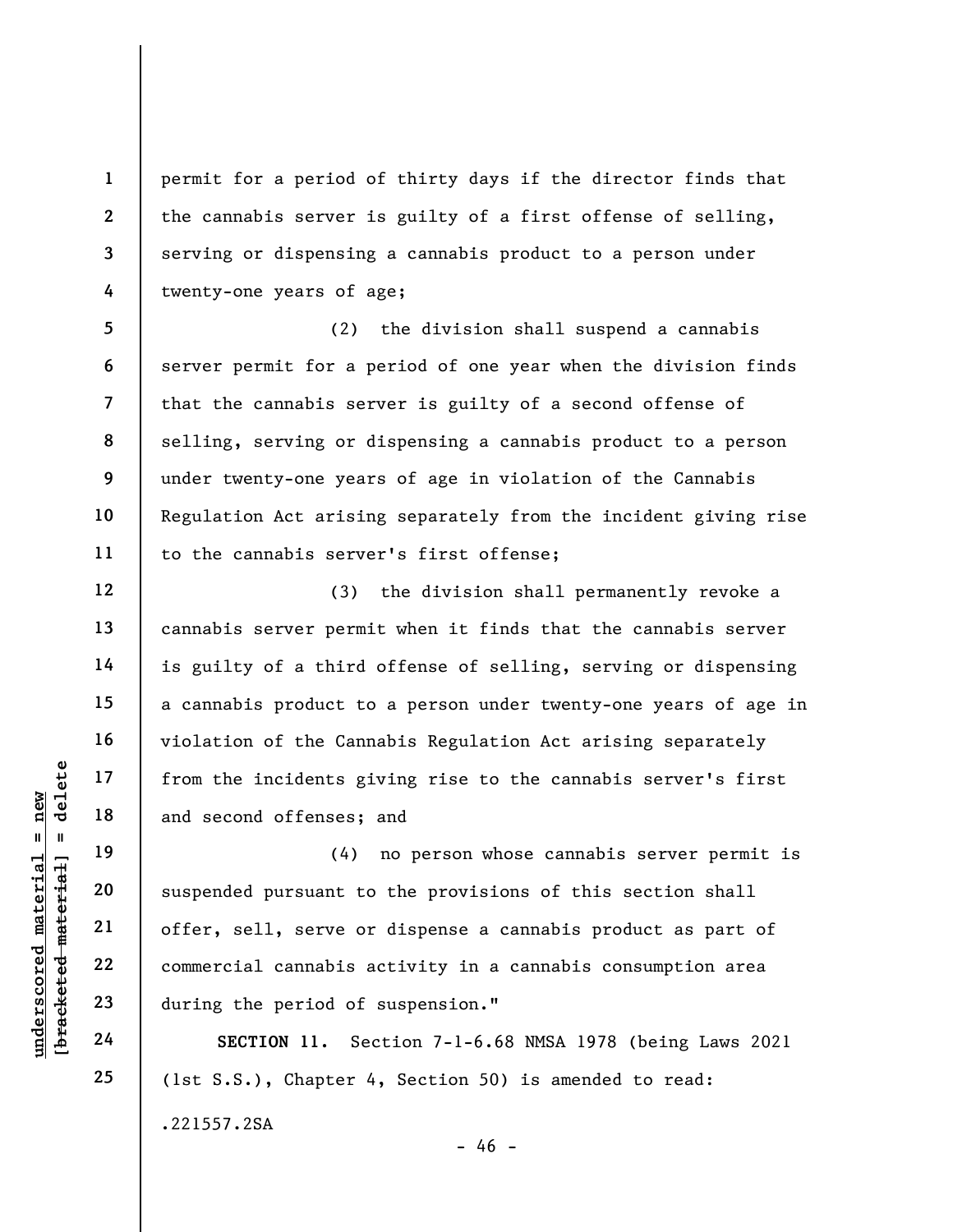permit for a period of thirty days if the director finds that the cannabis server is guilty of a first offense of selling, serving or dispensing a cannabis product to a person under twenty-one years of age;

(2) the division shall suspend a cannabis server permit for a period of one year when the division finds that the cannabis server is guilty of a second offense of selling, serving or dispensing a cannabis product to a person under twenty-one years of age in violation of the Cannabis Regulation Act arising separately from the incident giving rise to the cannabis server's first offense;

(3) the division shall permanently revoke a cannabis server permit when it finds that the cannabis server is guilty of a third offense of selling, serving or dispensing a cannabis product to a person under twenty-one years of age in violation of the Cannabis Regulation Act arising separately from the incidents giving rise to the cannabis server's first and second offenses; and

(4) no person whose cannabis server permit is suspended pursuant to the provisions of this section shall offer, sell, serve or dispense a cannabis product as part of commercial cannabis activity in a cannabis consumption area during the period of suspension."

**SECTION 11.** Section 7-1-6.68 NMSA 1978 (being Laws 2021 (1st S.S.), Chapter 4, Section 50) is amended to read:

.221557.2SA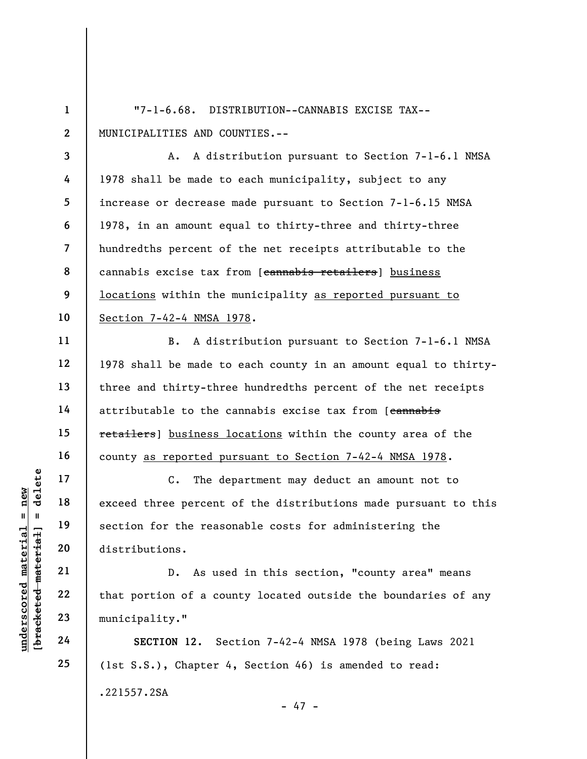"7-1-6.68. DISTRIBUTION--CANNABIS EXCISE TAX--MUNICIPALITIES AND COUNTIES.--

A. A distribution pursuant to Section 7-1-6.1 NMSA 1978 shall be made to each municipality, subject to any increase or decrease made pursuant to Section 7-1-6.15 NMSA 1978, in an amount equal to thirty-three and thirty-three hundredths percent of the net receipts attributable to the cannabis excise tax from [~~cannabis retailers~~] business locations within the municipality as reported pursuant to Section 7-42-4 NMSA 1978.

B. A distribution pursuant to Section 7-1-6.1 NMSA 1978 shall be made to each county in an amount equal to thirty-three and thirty-three hundredths percent of the net receipts attributable to the cannabis excise tax from [~~cannabis retailers~~] business locations within the county area of the county as reported pursuant to Section 7-42-4 NMSA 1978.

C. The department may deduct an amount not to exceed three percent of the distributions made pursuant to this section for the reasonable costs for administering the distributions.

D. As used in this section, "county area" means that portion of a county located outside the boundaries of any municipality."

**SECTION 12.** Section 7-42-4 NMSA 1978 (being Laws 2021 (1st S.S.), Chapter 4, Section 46) is amended to read:

.221557.2SA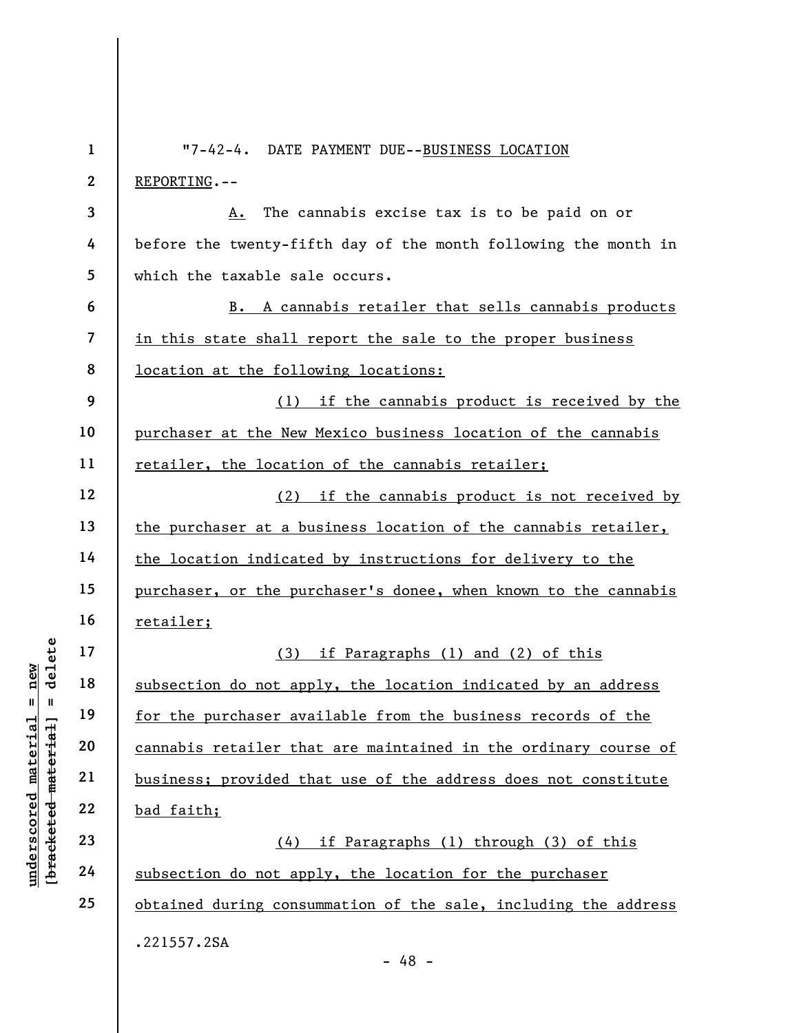"7-42-4. DATE PAYMENT DUE--BUSINESS LOCATION REPORTING.--

A. The cannabis excise tax is to be paid on or before the twenty-fifth day of the month following the month in which the taxable sale occurs.

B. A cannabis retailer that sells cannabis products in this state shall report the sale to the proper business location at the following locations:

(1) if the cannabis product is received by the purchaser at the New Mexico business location of the cannabis retailer, the location of the cannabis retailer;

(2) if the cannabis product is not received by the purchaser at a business location of the cannabis retailer, the location indicated by instructions for delivery to the purchaser, or the purchaser's donee, when known to the cannabis retailer;

(3) if Paragraphs (1) and (2) of this subsection do not apply, the location indicated by an address for the purchaser available from the business records of the cannabis retailer that are maintained in the ordinary course of business; provided that use of the address does not constitute bad faith;

(4) if Paragraphs (1) through (3) of this subsection do not apply, the location for the purchaser obtained during consummation of the sale, including the address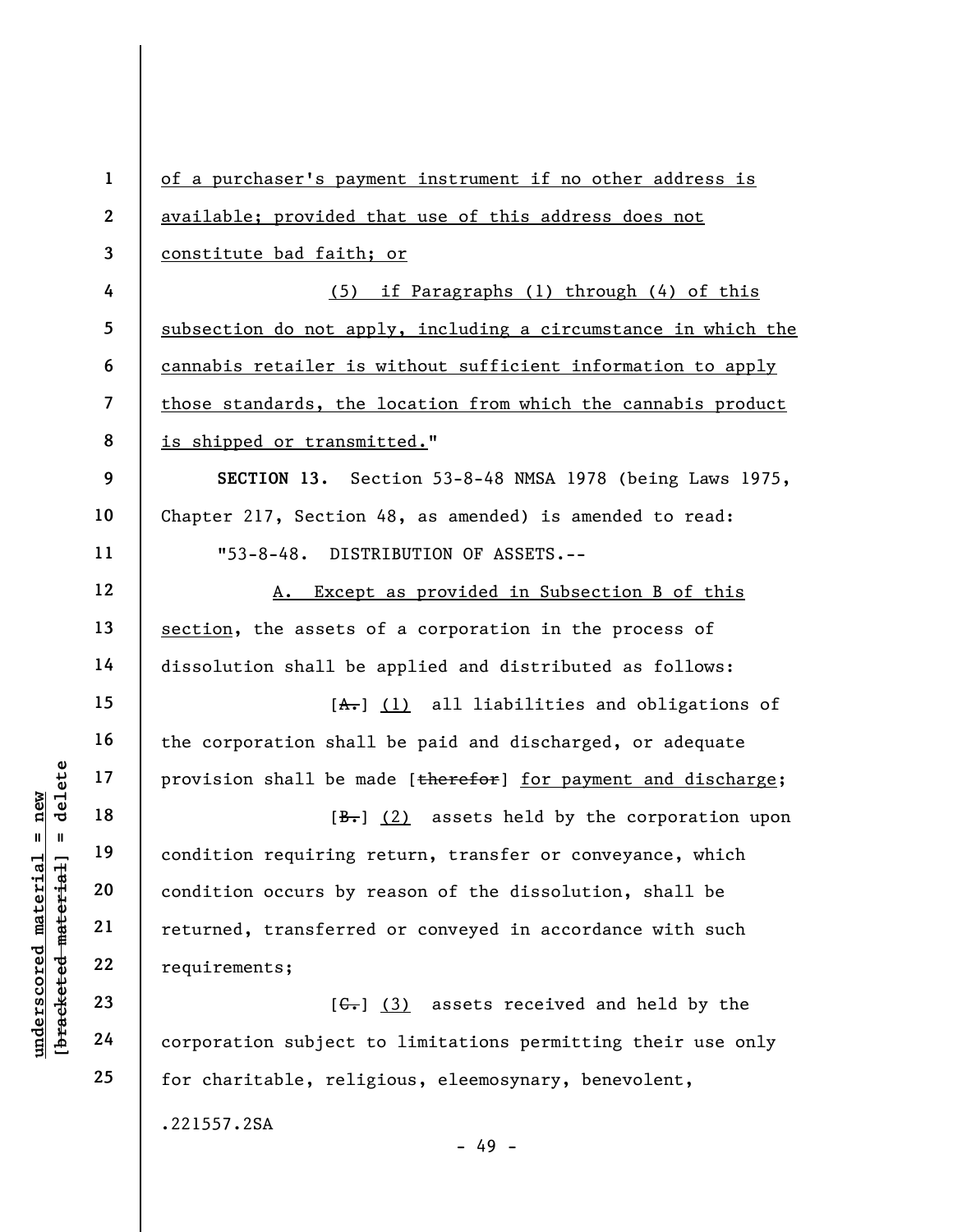of a purchaser's payment instrument if no other address is available; provided that use of this address does not constitute bad faith; or

(5) if Paragraphs (1) through (4) of this subsection do not apply, including a circumstance in which the cannabis retailer is without sufficient information to apply those standards, the location from which the cannabis product is shipped or transmitted."

**SECTION 13.** Section 53-8-48 NMSA 1978 (being Laws 1975, Chapter 217, Section 48, as amended) is amended to read:

"53-8-48. DISTRIBUTION OF ASSETS.--

A. Except as provided in Subsection B of this section, the assets of a corporation in the process of dissolution shall be applied and distributed as follows:

[~~A.~~] (1) all liabilities and obligations of the corporation shall be paid and discharged, or adequate provision shall be made [~~therefor~~] for payment and discharge;

[~~B.~~] (2) assets held by the corporation upon condition requiring return, transfer or conveyance, which condition occurs by reason of the dissolution, shall be returned, transferred or conveyed in accordance with such requirements;

[~~C.~~] (3) assets received and held by the corporation subject to limitations permitting their use only for charitable, religious, eleemosynary, benevolent,

.221557.2SA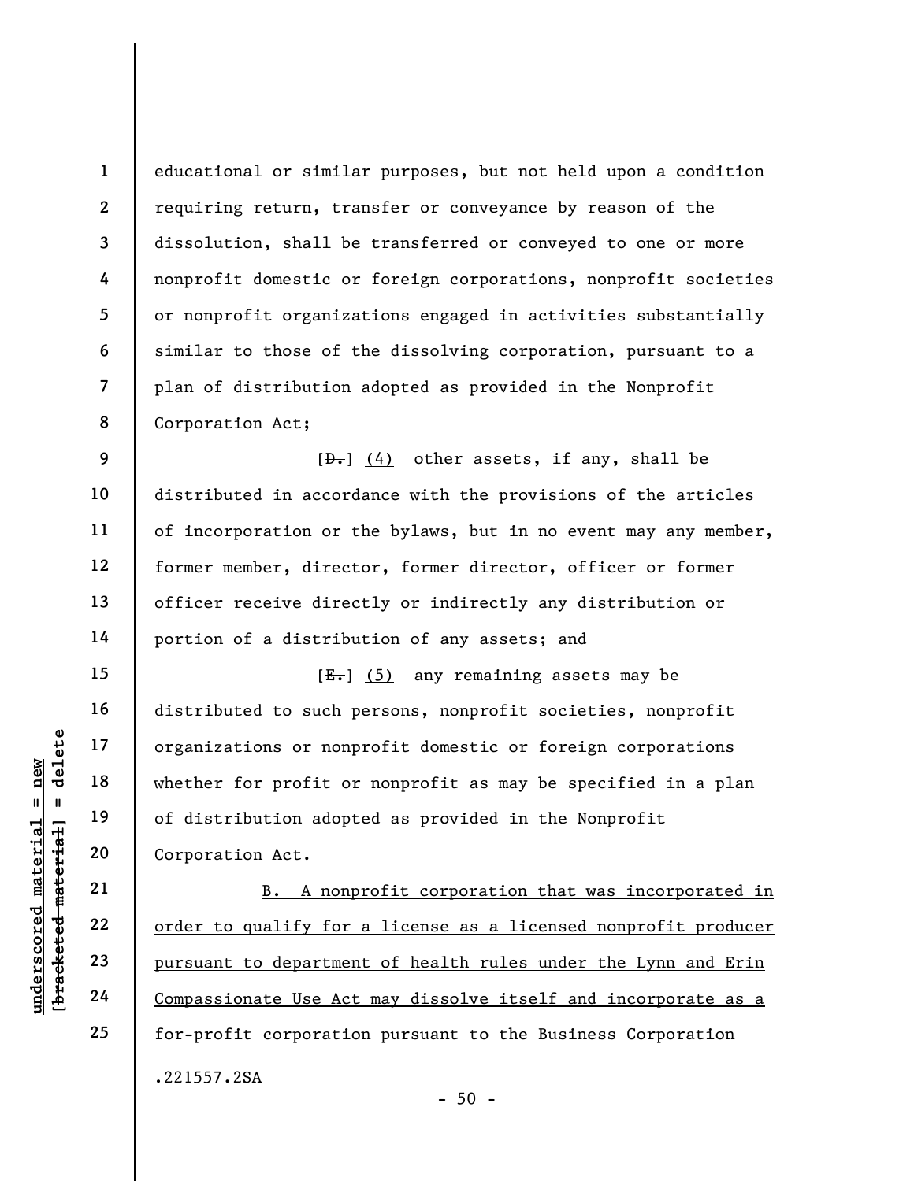educational or similar purposes, but not held upon a condition requiring return, transfer or conveyance by reason of the dissolution, shall be transferred or conveyed to one or more nonprofit domestic or foreign corporations, nonprofit societies or nonprofit organizations engaged in activities substantially similar to those of the dissolving corporation, pursuant to a plan of distribution adopted as provided in the Nonprofit Corporation Act;

[~~D.~~] <u>(4)</u> other assets, if any, shall be distributed in accordance with the provisions of the articles of incorporation or the bylaws, but in no event may any member, former member, director, former director, officer or former officer receive directly or indirectly any distribution or portion of a distribution of any assets; and

[~~E.~~] <u>(5)</u> any remaining assets may be distributed to such persons, nonprofit societies, nonprofit organizations or nonprofit domestic or foreign corporations whether for profit or nonprofit as may be specified in a plan of distribution adopted as provided in the Nonprofit Corporation Act.

<u>B. A nonprofit corporation that was incorporated in order to qualify for a license as a licensed nonprofit producer pursuant to department of health rules under the Lynn and Erin Compassionate Use Act may dissolve itself and incorporate as a for-profit corporation pursuant to the Business Corporation</u>

.221557.2SA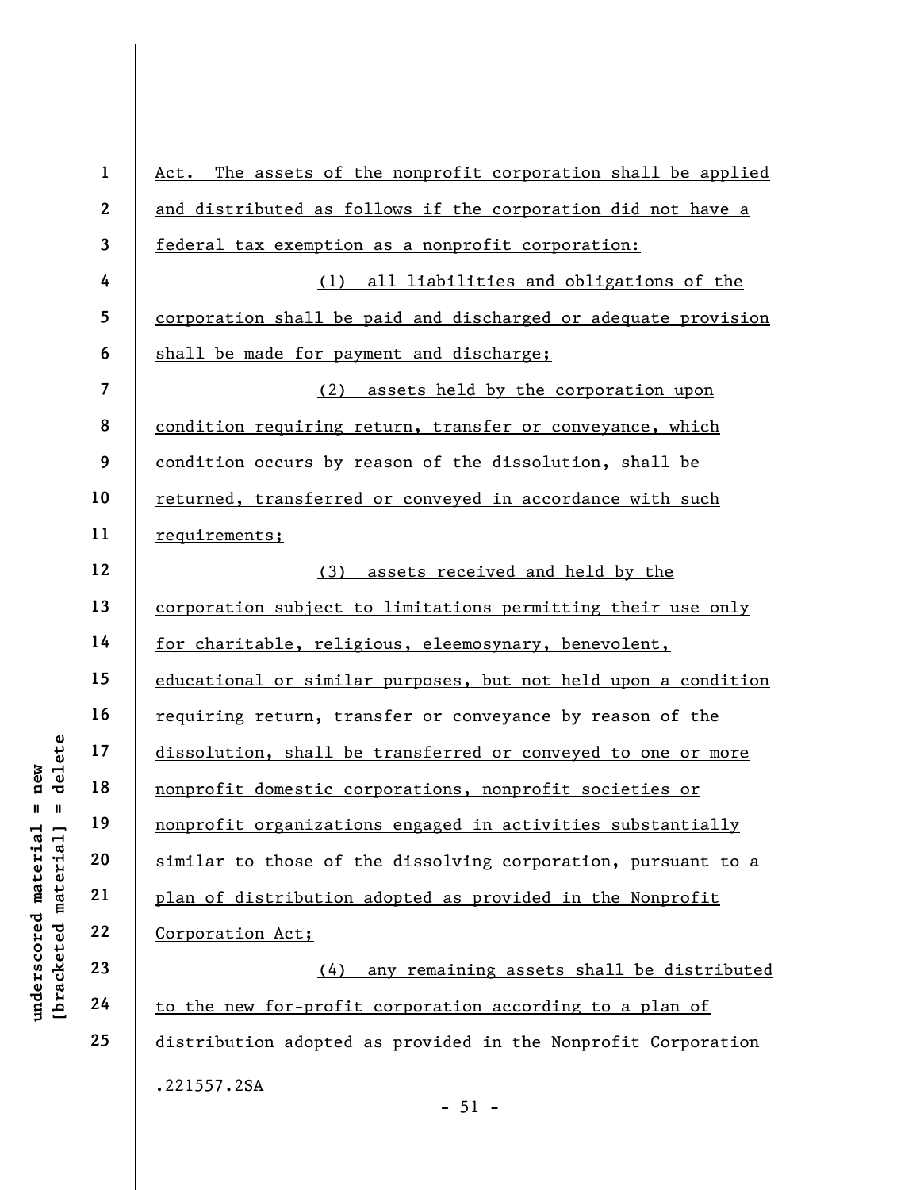Act. The assets of the nonprofit corporation shall be applied and distributed as follows if the corporation did not have a federal tax exemption as a nonprofit corporation:

(1) all liabilities and obligations of the corporation shall be paid and discharged or adequate provision shall be made for payment and discharge;

(2) assets held by the corporation upon condition requiring return, transfer or conveyance, which condition occurs by reason of the dissolution, shall be returned, transferred or conveyed in accordance with such requirements;

(3) assets received and held by the corporation subject to limitations permitting their use only for charitable, religious, eleemosynary, benevolent, educational or similar purposes, but not held upon a condition requiring return, transfer or conveyance by reason of the dissolution, shall be transferred or conveyed to one or more nonprofit domestic corporations, nonprofit societies or nonprofit organizations engaged in activities substantially similar to those of the dissolving corporation, pursuant to a plan of distribution adopted as provided in the Nonprofit Corporation Act;

(4) any remaining assets shall be distributed to the new for-profit corporation according to a plan of distribution adopted as provided in the Nonprofit Corporation

.221557.2SA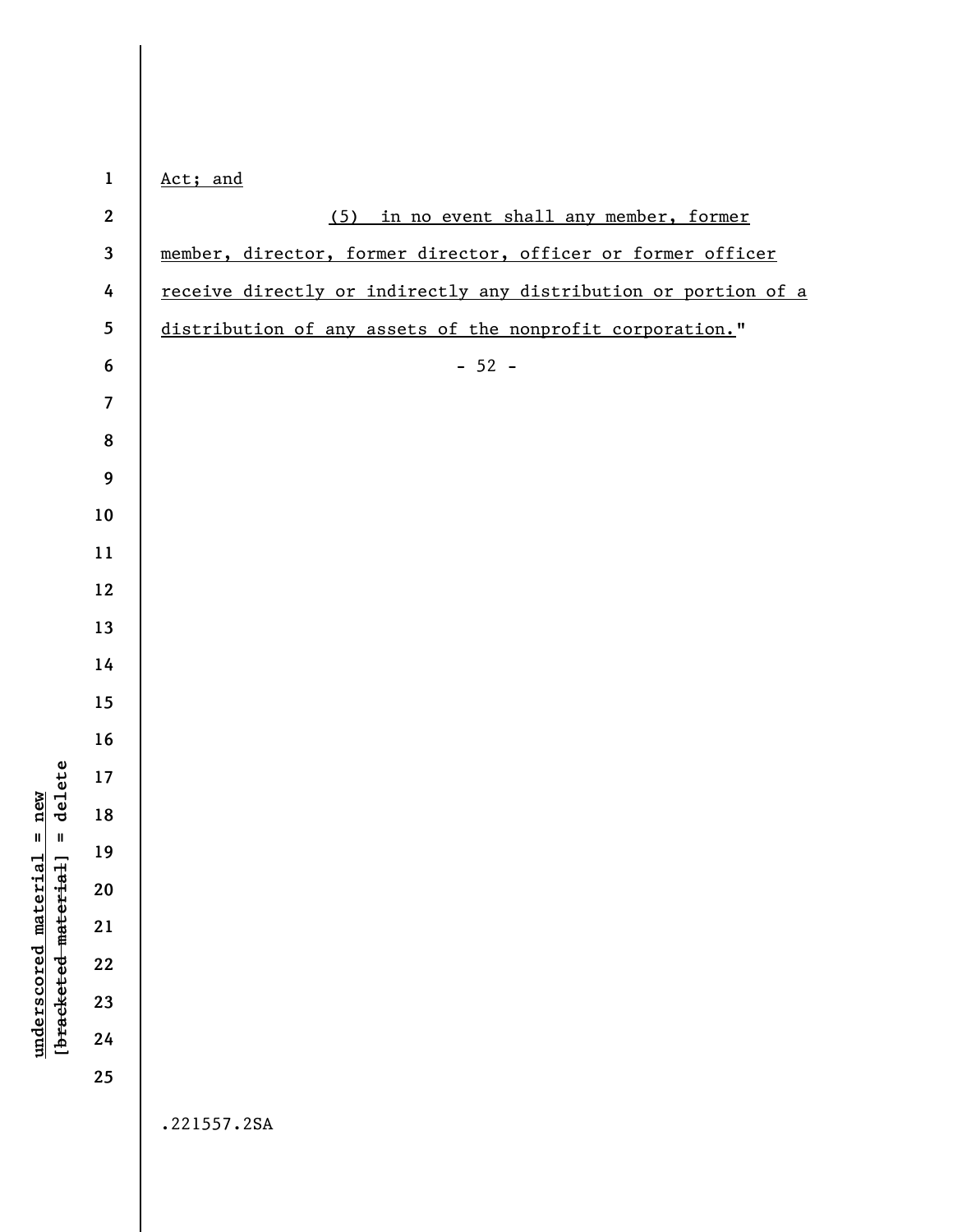Act; and

(5) in no event shall any member, former member, director, former director, officer or former officer receive directly or indirectly any distribution or portion of a distribution of any assets of the nonprofit corporation."

.221557.2SA